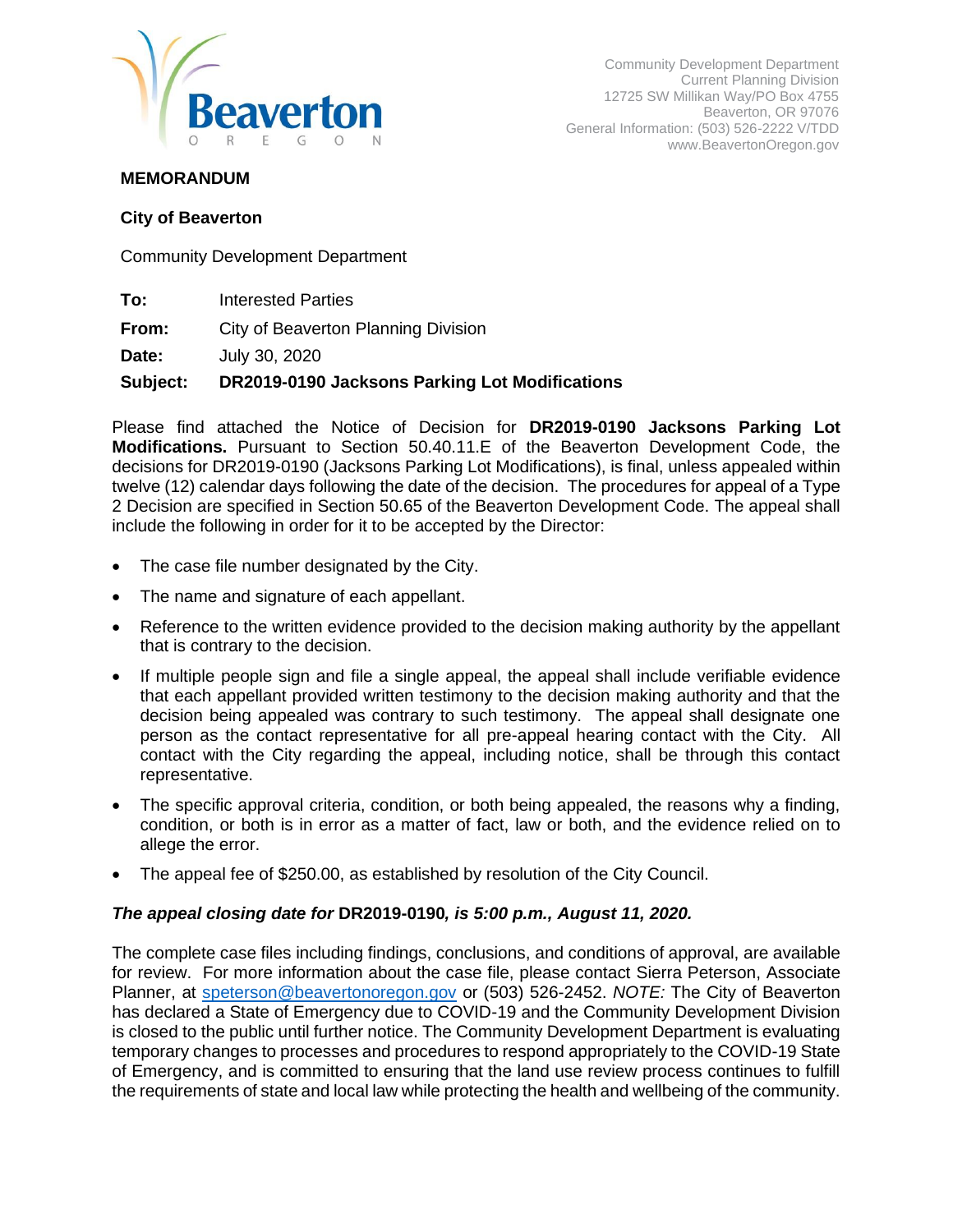Community Development Department
Current Planning Division
12725 SW Millikan Way/PO Box 4755
Beaverton, OR 97076
General Information: (503) 526-2222 V/TDD
www.BeavertonOregon.gov

**MEMORANDUM**

**City of Beaverton**

Community Development Department

**To:** Interested Parties

**From:** City of Beaverton Planning Division

**Date:** July 30, 2020

**Subject:** **DR2019-0190 Jacksons Parking Lot Modifications**

Please find attached the Notice of Decision for **DR2019-0190 Jacksons Parking Lot Modifications.** Pursuant to Section 50.40.11.E of the Beaverton Development Code, the decisions for DR2019-0190 (Jacksons Parking Lot Modifications), is final, unless appealed within twelve (12) calendar days following the date of the decision. The procedures for appeal of a Type 2 Decision are specified in Section 50.65 of the Beaverton Development Code. The appeal shall include the following in order for it to be accepted by the Director:

- The case file number designated by the City.
- The name and signature of each appellant.
- Reference to the written evidence provided to the decision making authority by the appellant that is contrary to the decision.
- If multiple people sign and file a single appeal, the appeal shall include verifiable evidence that each appellant provided written testimony to the decision making authority and that the decision being appealed was contrary to such testimony. The appeal shall designate one person as the contact representative for all pre-appeal hearing contact with the City. All contact with the City regarding the appeal, including notice, shall be through this contact representative.
- The specific approval criteria, condition, or both being appealed, the reasons why a finding, condition, or both is in error as a matter of fact, law or both, and the evidence relied on to allege the error.
- The appeal fee of $250.00, as established by resolution of the City Council.

***The appeal closing date for* DR2019-0190*, is 5:00 p.m., August 11, 2020.***

The complete case files including findings, conclusions, and conditions of approval, are available for review. For more information about the case file, please contact Sierra Peterson, Associate Planner, at speterson@beavertonoregon.gov or (503) 526-2452. *NOTE:* The City of Beaverton has declared a State of Emergency due to COVID-19 and the Community Development Division is closed to the public until further notice. The Community Development Department is evaluating temporary changes to processes and procedures to respond appropriately to the COVID-19 State of Emergency, and is committed to ensuring that the land use review process continues to fulfill the requirements of state and local law while protecting the health and wellbeing of the community.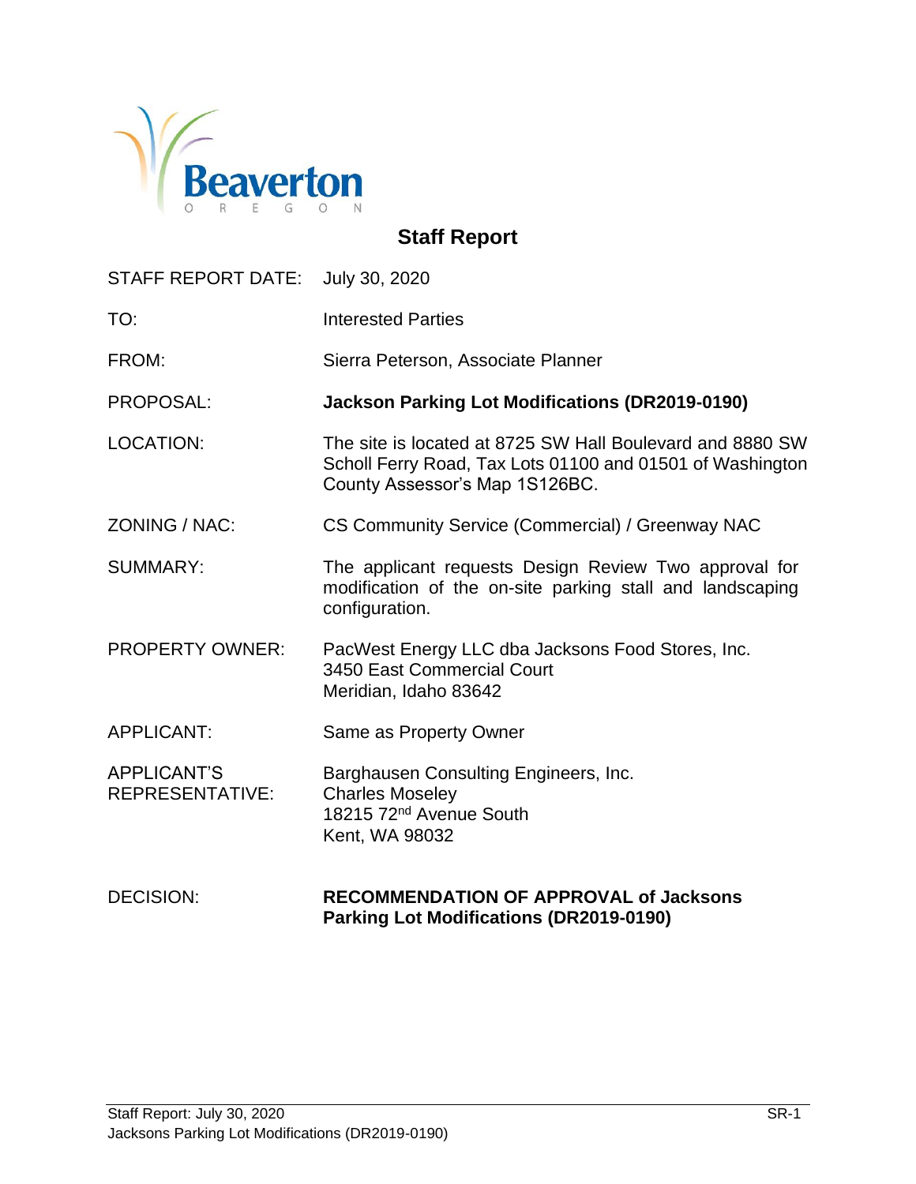Beaverton
OREGON

# Staff Report

| | |
|---|---|
| STAFF REPORT DATE: | July 30, 2020 |
| TO: | Interested Parties |
| FROM: | Sierra Peterson, Associate Planner |
| PROPOSAL: | **Jackson Parking Lot Modifications (DR2019-0190)** |
| LOCATION: | The site is located at 8725 SW Hall Boulevard and 8880 SW Scholl Ferry Road, Tax Lots 01100 and 01501 of Washington County Assessor's Map 1S126BC. |
| ZONING / NAC: | CS Community Service (Commercial) / Greenway NAC |
| SUMMARY: | The applicant requests Design Review Two approval for modification of the on-site parking stall and landscaping configuration. |
| PROPERTY OWNER: | PacWest Energy LLC dba Jacksons Food Stores, Inc.<br>3450 East Commercial Court<br>Meridian, Idaho 83642 |
| APPLICANT: | Same as Property Owner |
| APPLICANT'S REPRESENTATIVE: | Barghausen Consulting Engineers, Inc.<br>Charles Moseley<br>18215 72nd Avenue South<br>Kent, WA 98032 |
| DECISION: | **RECOMMENDATION OF APPROVAL of Jacksons Parking Lot Modifications (DR2019-0190)** |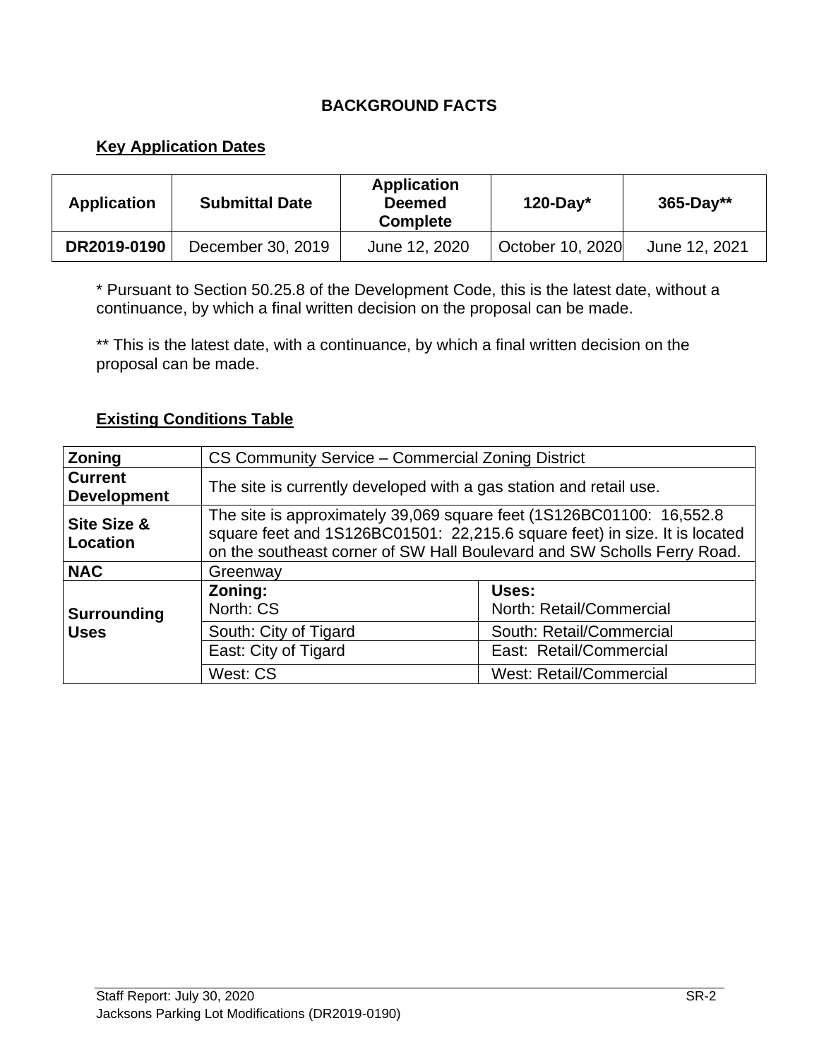# BACKGROUND FACTS

## Key Application Dates

| Application | Submittal Date | Application Deemed Complete | 120-Day* | 365-Day** |
|---|---|---|---|---|
| DR2019-0190 | December 30, 2019 | June 12, 2020 | October 10, 2020 | June 12, 2021 |

* Pursuant to Section 50.25.8 of the Development Code, this is the latest date, without a continuance, by which a final written decision on the proposal can be made.

** This is the latest date, with a continuance, by which a final written decision on the proposal can be made.

## Existing Conditions Table

| | | |
|---|---|---|
| **Zoning** | CS Community Service – Commercial Zoning District | |
| **Current Development** | The site is currently developed with a gas station and retail use. | |
| **Site Size & Location** | The site is approximately 39,069 square feet (1S126BC01100: 16,552.8 square feet and 1S126BC01501: 22,215.6 square feet) in size. It is located on the southeast corner of SW Hall Boulevard and SW Scholls Ferry Road. | |
| **NAC** | Greenway | |
| **Surrounding Uses** | **Zoning:**<br>North: CS | **Uses:**<br>North: Retail/Commercial |
| | South: City of Tigard | South: Retail/Commercial |
| | East: City of Tigard | East: Retail/Commercial |
| | West: CS | West: Retail/Commercial |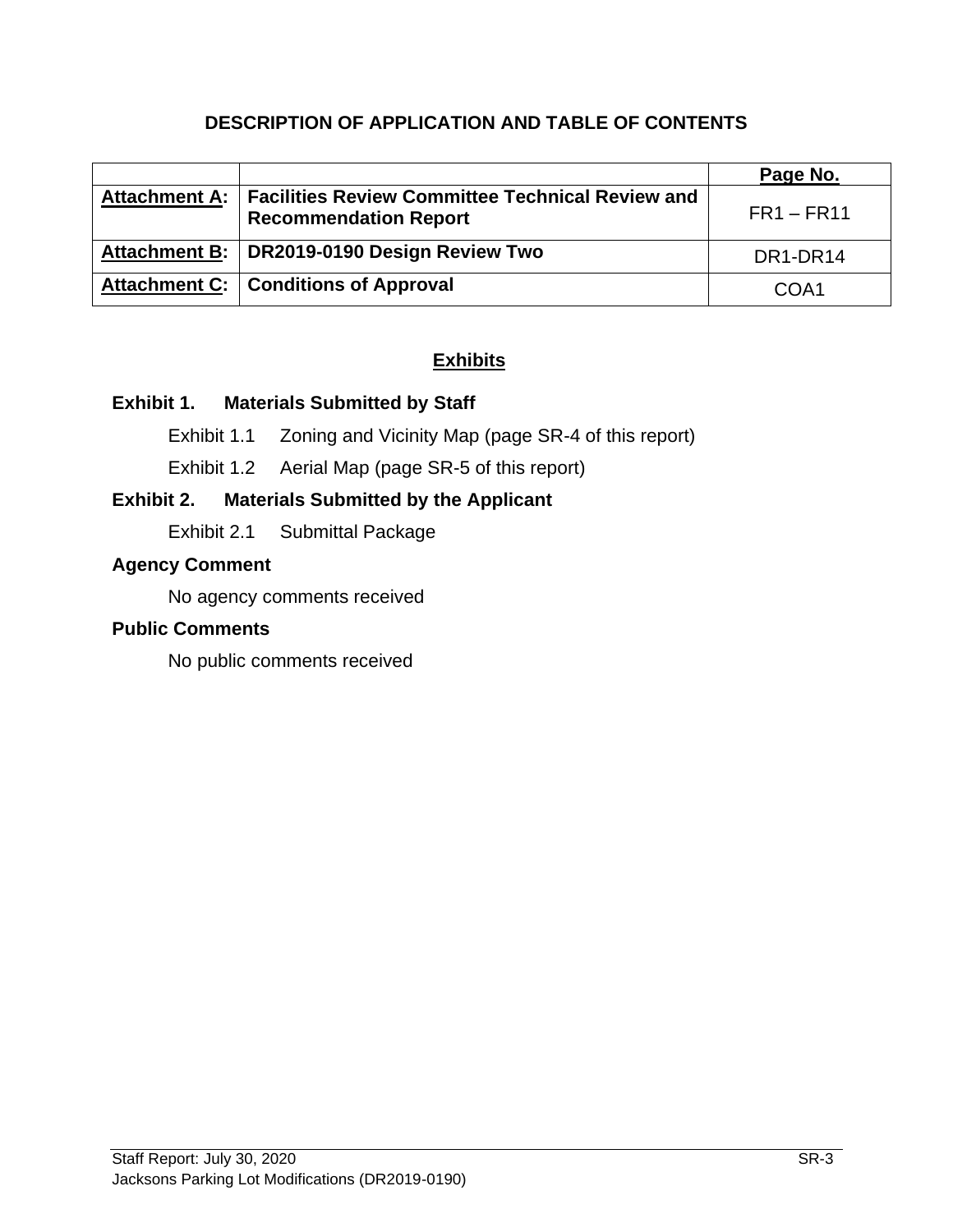# DESCRIPTION OF APPLICATION AND TABLE OF CONTENTS

| | | Page No. |
|---|---|---|
| **Attachment A:** | **Facilities Review Committee Technical Review and Recommendation Report** | FR1 – FR11 |
| **Attachment B:** | **DR2019-0190 Design Review Two** | DR1-DR14 |
| **Attachment C:** | **Conditions of Approval** | COA1 |

## Exhibits

### Exhibit 1. Materials Submitted by Staff

Exhibit 1.1 Zoning and Vicinity Map (page SR-4 of this report)

Exhibit 1.2 Aerial Map (page SR-5 of this report)

### Exhibit 2. Materials Submitted by the Applicant

Exhibit 2.1 Submittal Package

### Agency Comment

No agency comments received

### Public Comments

No public comments received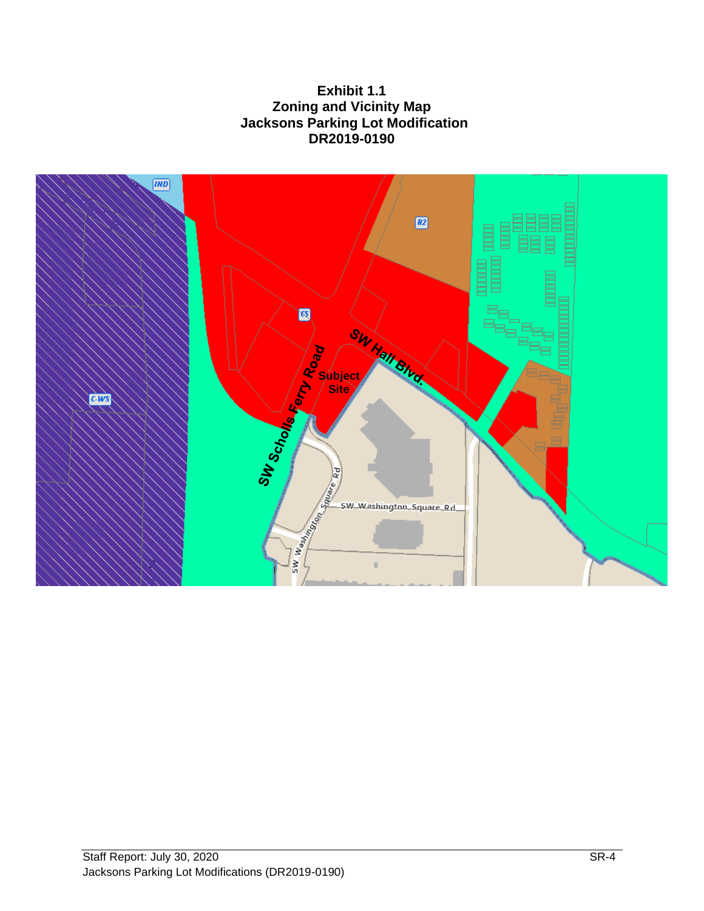**Exhibit 1.1**
**Zoning and Vicinity Map**
**Jacksons Parking Lot Modification**
**DR2019-0190**

IND

R2

CS

C-WS

SW Hall Blvd.

SW Scholls Ferry Road

Subject Site

SW Washington Square Rd

SW Washington Square Rd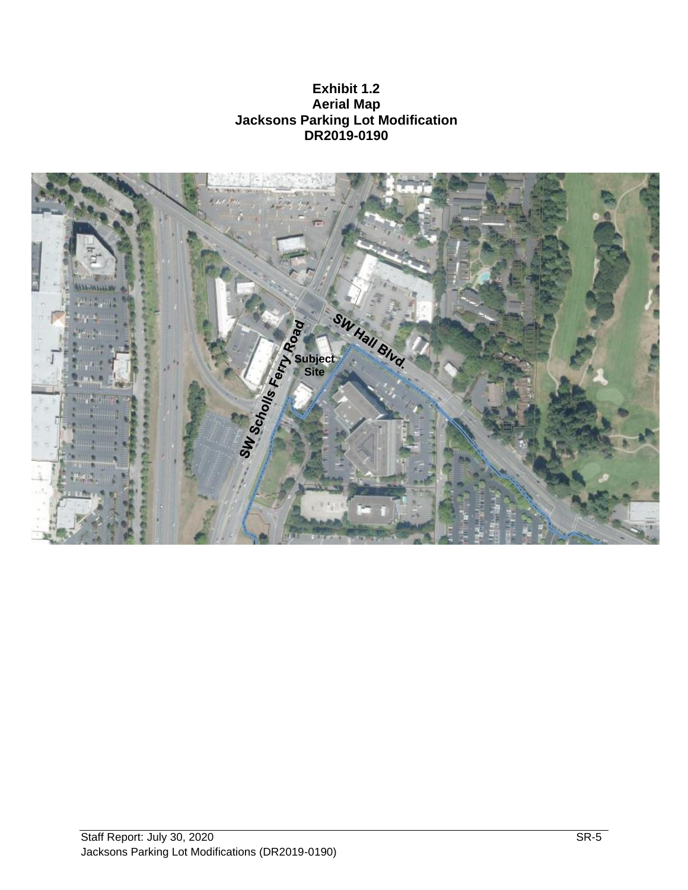**Exhibit 1.2**
**Aerial Map**
**Jacksons Parking Lot Modification**
**DR2019-0190**

SW Scholls Ferry Road

SW Hall Blvd.

Subject Site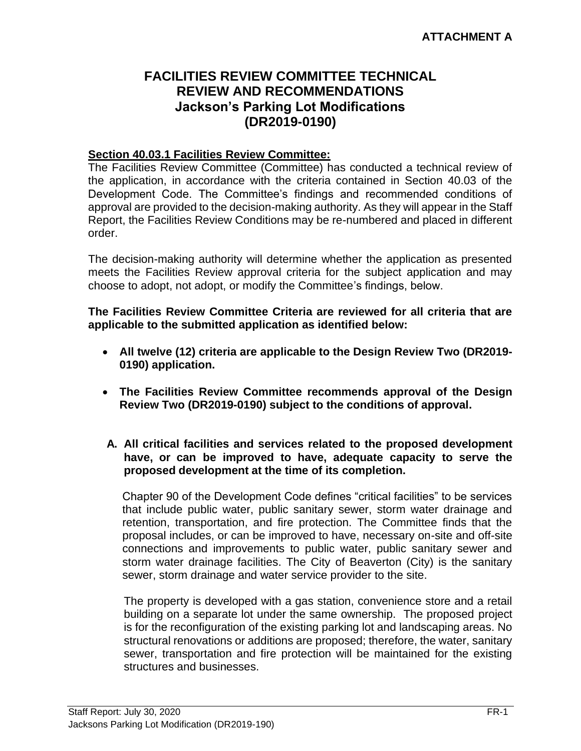**ATTACHMENT A**

# FACILITIES REVIEW COMMITTEE TECHNICAL REVIEW AND RECOMMENDATIONS
## Jackson's Parking Lot Modifications (DR2019-0190)

**Section 40.03.1 Facilities Review Committee:**

The Facilities Review Committee (Committee) has conducted a technical review of the application, in accordance with the criteria contained in Section 40.03 of the Development Code. The Committee's findings and recommended conditions of approval are provided to the decision-making authority. As they will appear in the Staff Report, the Facilities Review Conditions may be re-numbered and placed in different order.

The decision-making authority will determine whether the application as presented meets the Facilities Review approval criteria for the subject application and may choose to adopt, not adopt, or modify the Committee's findings, below.

**The Facilities Review Committee Criteria are reviewed for all criteria that are applicable to the submitted application as identified below:**

- **All twelve (12) criteria are applicable to the Design Review Two (DR2019-0190) application.**
- **The Facilities Review Committee recommends approval of the Design Review Two (DR2019-0190) subject to the conditions of approval.**

**A. All critical facilities and services related to the proposed development have, or can be improved to have, adequate capacity to serve the proposed development at the time of its completion.**

Chapter 90 of the Development Code defines "critical facilities" to be services that include public water, public sanitary sewer, storm water drainage and retention, transportation, and fire protection. The Committee finds that the proposal includes, or can be improved to have, necessary on-site and off-site connections and improvements to public water, public sanitary sewer and storm water drainage facilities. The City of Beaverton (City) is the sanitary sewer, storm drainage and water service provider to the site.

The property is developed with a gas station, convenience store and a retail building on a separate lot under the same ownership. The proposed project is for the reconfiguration of the existing parking lot and landscaping areas. No structural renovations or additions are proposed; therefore, the water, sanitary sewer, transportation and fire protection will be maintained for the existing structures and businesses.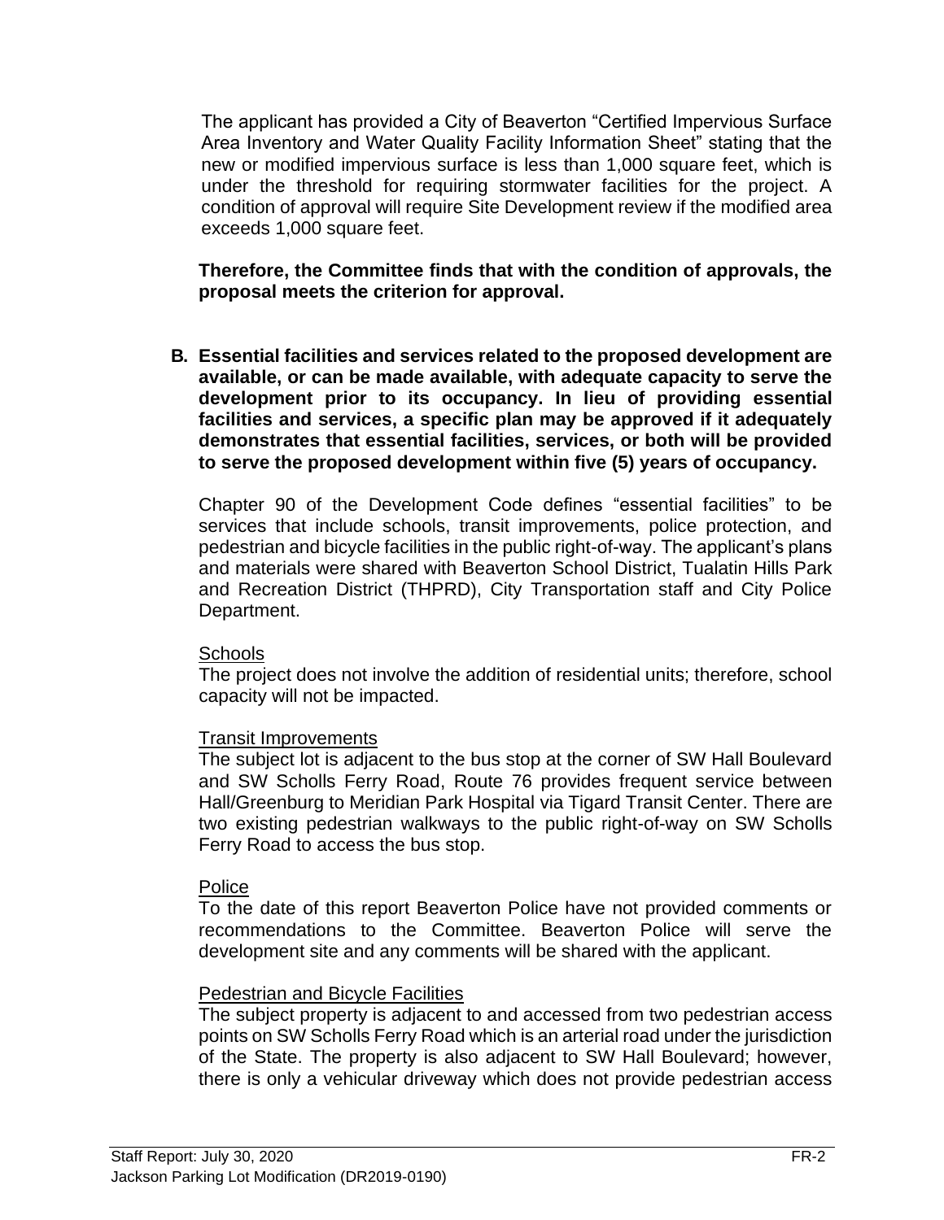The applicant has provided a City of Beaverton "Certified Impervious Surface Area Inventory and Water Quality Facility Information Sheet" stating that the new or modified impervious surface is less than 1,000 square feet, which is under the threshold for requiring stormwater facilities for the project. A condition of approval will require Site Development review if the modified area exceeds 1,000 square feet.

**Therefore, the Committee finds that with the condition of approvals, the proposal meets the criterion for approval.**

**B. Essential facilities and services related to the proposed development are available, or can be made available, with adequate capacity to serve the development prior to its occupancy. In lieu of providing essential facilities and services, a specific plan may be approved if it adequately demonstrates that essential facilities, services, or both will be provided to serve the proposed development within five (5) years of occupancy.**

Chapter 90 of the Development Code defines "essential facilities" to be services that include schools, transit improvements, police protection, and pedestrian and bicycle facilities in the public right-of-way. The applicant's plans and materials were shared with Beaverton School District, Tualatin Hills Park and Recreation District (THPRD), City Transportation staff and City Police Department.

Schools
The project does not involve the addition of residential units; therefore, school capacity will not be impacted.

Transit Improvements
The subject lot is adjacent to the bus stop at the corner of SW Hall Boulevard and SW Scholls Ferry Road, Route 76 provides frequent service between Hall/Greenburg to Meridian Park Hospital via Tigard Transit Center. There are two existing pedestrian walkways to the public right-of-way on SW Scholls Ferry Road to access the bus stop.

Police
To the date of this report Beaverton Police have not provided comments or recommendations to the Committee. Beaverton Police will serve the development site and any comments will be shared with the applicant.

Pedestrian and Bicycle Facilities
The subject property is adjacent to and accessed from two pedestrian access points on SW Scholls Ferry Road which is an arterial road under the jurisdiction of the State. The property is also adjacent to SW Hall Boulevard; however, there is only a vehicular driveway which does not provide pedestrian access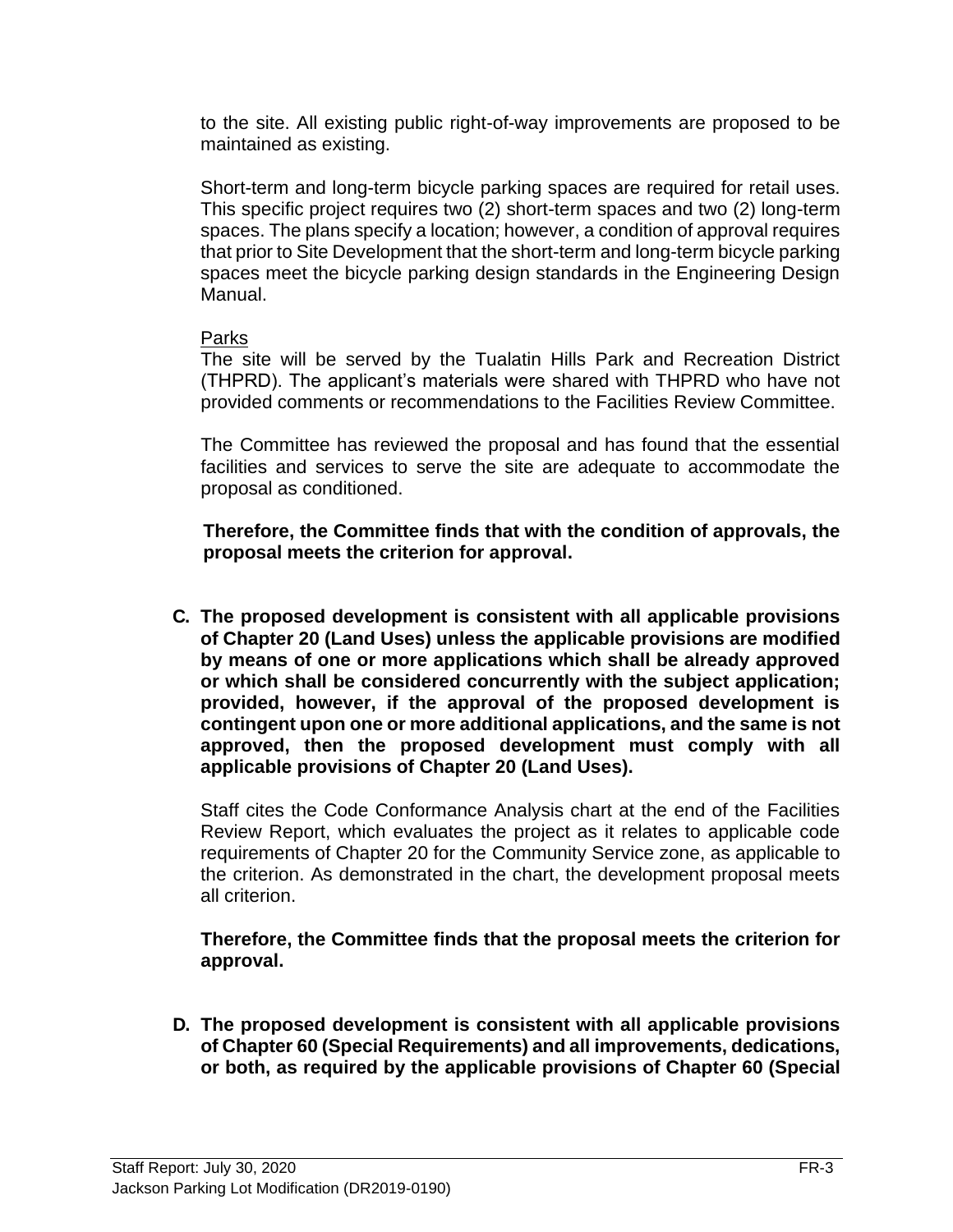to the site. All existing public right-of-way improvements are proposed to be maintained as existing.

Short-term and long-term bicycle parking spaces are required for retail uses. This specific project requires two (2) short-term spaces and two (2) long-term spaces. The plans specify a location; however, a condition of approval requires that prior to Site Development that the short-term and long-term bicycle parking spaces meet the bicycle parking design standards in the Engineering Design Manual.

Parks
The site will be served by the Tualatin Hills Park and Recreation District (THPRD). The applicant's materials were shared with THPRD who have not provided comments or recommendations to the Facilities Review Committee.

The Committee has reviewed the proposal and has found that the essential facilities and services to serve the site are adequate to accommodate the proposal as conditioned.

**Therefore, the Committee finds that with the condition of approvals, the proposal meets the criterion for approval.**

**C. The proposed development is consistent with all applicable provisions of Chapter 20 (Land Uses) unless the applicable provisions are modified by means of one or more applications which shall be already approved or which shall be considered concurrently with the subject application; provided, however, if the approval of the proposed development is contingent upon one or more additional applications, and the same is not approved, then the proposed development must comply with all applicable provisions of Chapter 20 (Land Uses).**

Staff cites the Code Conformance Analysis chart at the end of the Facilities Review Report, which evaluates the project as it relates to applicable code requirements of Chapter 20 for the Community Service zone, as applicable to the criterion. As demonstrated in the chart, the development proposal meets all criterion.

**Therefore, the Committee finds that the proposal meets the criterion for approval.**

**D. The proposed development is consistent with all applicable provisions of Chapter 60 (Special Requirements) and all improvements, dedications, or both, as required by the applicable provisions of Chapter 60 (Special**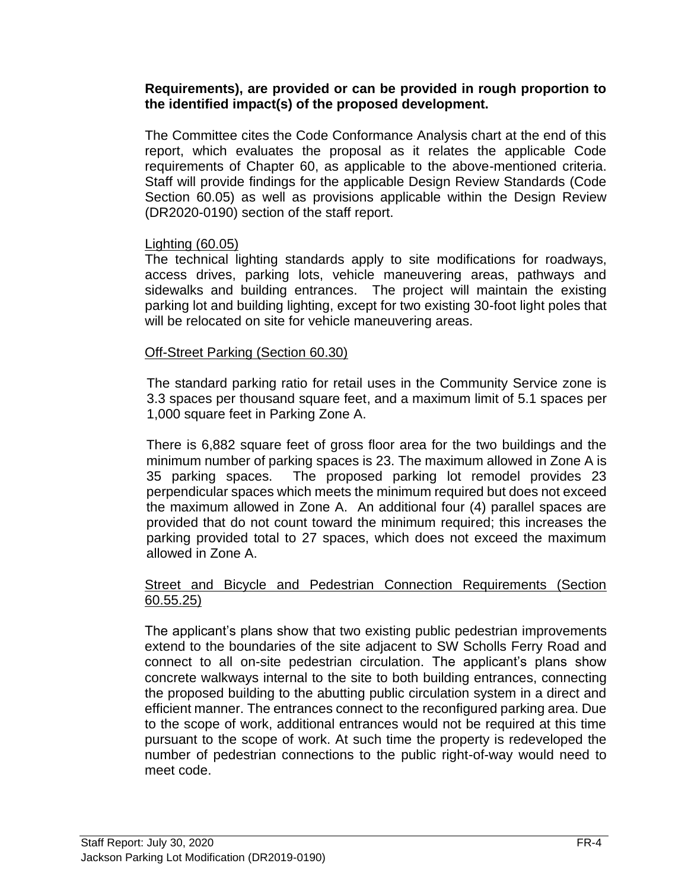**Requirements), are provided or can be provided in rough proportion to the identified impact(s) of the proposed development.**

The Committee cites the Code Conformance Analysis chart at the end of this report, which evaluates the proposal as it relates the applicable Code requirements of Chapter 60, as applicable to the above-mentioned criteria. Staff will provide findings for the applicable Design Review Standards (Code Section 60.05) as well as provisions applicable within the Design Review (DR2020-0190) section of the staff report.

Lighting (60.05)

The technical lighting standards apply to site modifications for roadways, access drives, parking lots, vehicle maneuvering areas, pathways and sidewalks and building entrances. The project will maintain the existing parking lot and building lighting, except for two existing 30-foot light poles that will be relocated on site for vehicle maneuvering areas.

Off-Street Parking (Section 60.30)

The standard parking ratio for retail uses in the Community Service zone is 3.3 spaces per thousand square feet, and a maximum limit of 5.1 spaces per 1,000 square feet in Parking Zone A.

There is 6,882 square feet of gross floor area for the two buildings and the minimum number of parking spaces is 23. The maximum allowed in Zone A is 35 parking spaces. The proposed parking lot remodel provides 23 perpendicular spaces which meets the minimum required but does not exceed the maximum allowed in Zone A. An additional four (4) parallel spaces are provided that do not count toward the minimum required; this increases the parking provided total to 27 spaces, which does not exceed the maximum allowed in Zone A.

Street and Bicycle and Pedestrian Connection Requirements (Section 60.55.25)

The applicant's plans show that two existing public pedestrian improvements extend to the boundaries of the site adjacent to SW Scholls Ferry Road and connect to all on-site pedestrian circulation. The applicant's plans show concrete walkways internal to the site to both building entrances, connecting the proposed building to the abutting public circulation system in a direct and efficient manner. The entrances connect to the reconfigured parking area. Due to the scope of work, additional entrances would not be required at this time pursuant to the scope of work. At such time the property is redeveloped the number of pedestrian connections to the public right-of-way would need to meet code.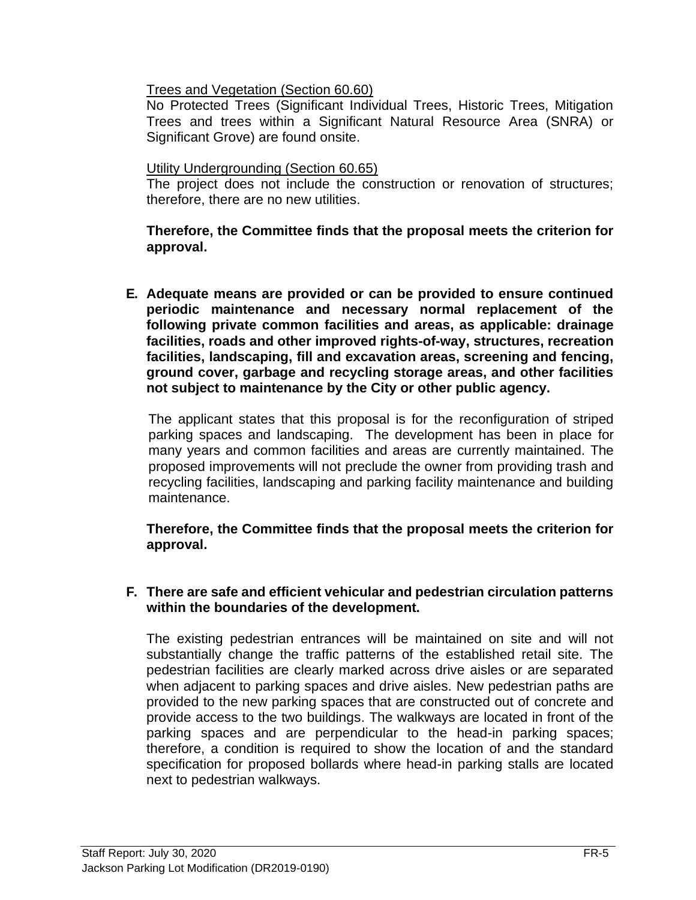Trees and Vegetation (Section 60.60)

No Protected Trees (Significant Individual Trees, Historic Trees, Mitigation Trees and trees within a Significant Natural Resource Area (SNRA) or Significant Grove) are found onsite.

Utility Undergrounding (Section 60.65)

The project does not include the construction or renovation of structures; therefore, there are no new utilities.

**Therefore, the Committee finds that the proposal meets the criterion for approval.**

**E. Adequate means are provided or can be provided to ensure continued periodic maintenance and necessary normal replacement of the following private common facilities and areas, as applicable: drainage facilities, roads and other improved rights-of-way, structures, recreation facilities, landscaping, fill and excavation areas, screening and fencing, ground cover, garbage and recycling storage areas, and other facilities not subject to maintenance by the City or other public agency.**

The applicant states that this proposal is for the reconfiguration of striped parking spaces and landscaping. The development has been in place for many years and common facilities and areas are currently maintained. The proposed improvements will not preclude the owner from providing trash and recycling facilities, landscaping and parking facility maintenance and building maintenance.

**Therefore, the Committee finds that the proposal meets the criterion for approval.**

**F. There are safe and efficient vehicular and pedestrian circulation patterns within the boundaries of the development.**

The existing pedestrian entrances will be maintained on site and will not substantially change the traffic patterns of the established retail site. The pedestrian facilities are clearly marked across drive aisles or are separated when adjacent to parking spaces and drive aisles. New pedestrian paths are provided to the new parking spaces that are constructed out of concrete and provide access to the two buildings. The walkways are located in front of the parking spaces and are perpendicular to the head-in parking spaces; therefore, a condition is required to show the location of and the standard specification for proposed bollards where head-in parking stalls are located next to pedestrian walkways.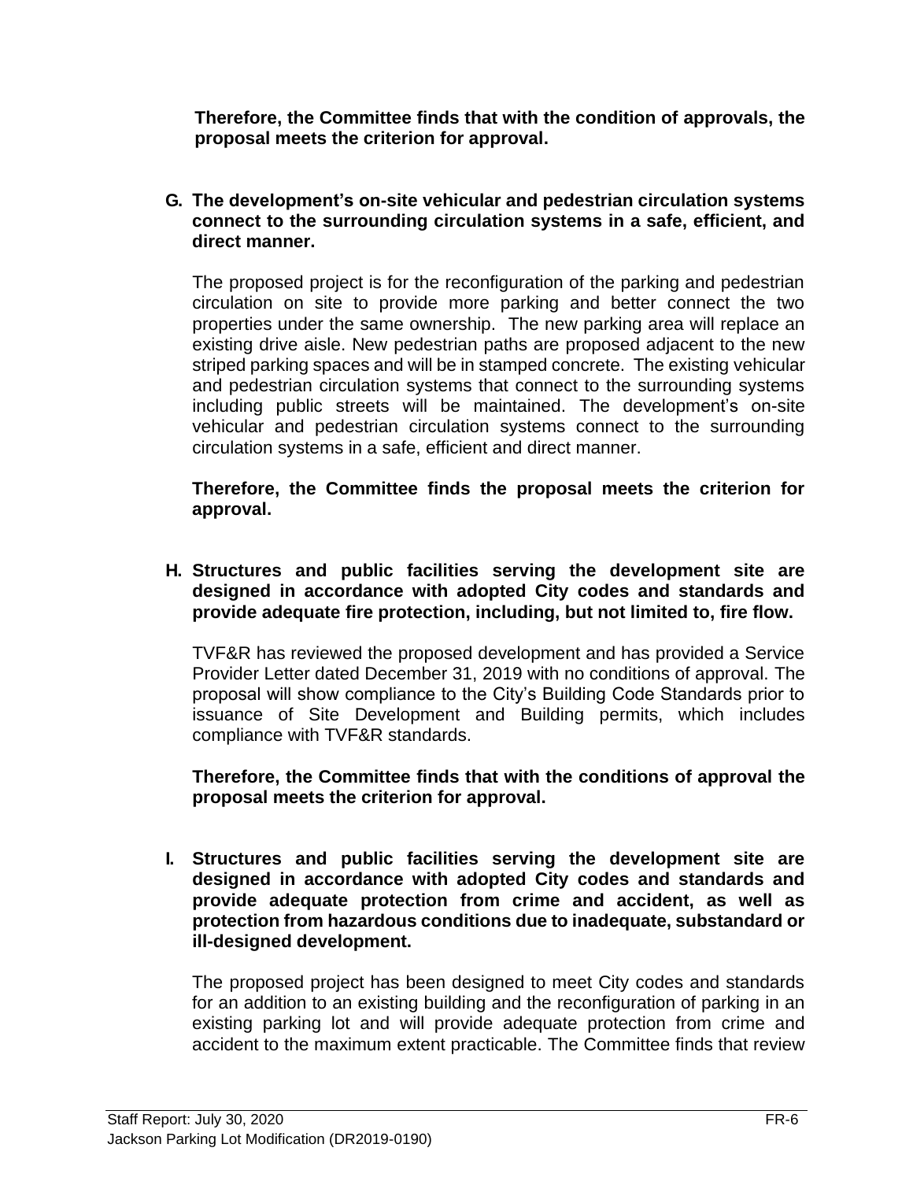**Therefore, the Committee finds that with the condition of approvals, the proposal meets the criterion for approval.**

**G. The development's on-site vehicular and pedestrian circulation systems connect to the surrounding circulation systems in a safe, efficient, and direct manner.**

The proposed project is for the reconfiguration of the parking and pedestrian circulation on site to provide more parking and better connect the two properties under the same ownership. The new parking area will replace an existing drive aisle. New pedestrian paths are proposed adjacent to the new striped parking spaces and will be in stamped concrete. The existing vehicular and pedestrian circulation systems that connect to the surrounding systems including public streets will be maintained. The development's on-site vehicular and pedestrian circulation systems connect to the surrounding circulation systems in a safe, efficient and direct manner.

**Therefore, the Committee finds the proposal meets the criterion for approval.**

**H. Structures and public facilities serving the development site are designed in accordance with adopted City codes and standards and provide adequate fire protection, including, but not limited to, fire flow.**

TVF&R has reviewed the proposed development and has provided a Service Provider Letter dated December 31, 2019 with no conditions of approval. The proposal will show compliance to the City's Building Code Standards prior to issuance of Site Development and Building permits, which includes compliance with TVF&R standards.

**Therefore, the Committee finds that with the conditions of approval the proposal meets the criterion for approval.**

**I. Structures and public facilities serving the development site are designed in accordance with adopted City codes and standards and provide adequate protection from crime and accident, as well as protection from hazardous conditions due to inadequate, substandard or ill-designed development.**

The proposed project has been designed to meet City codes and standards for an addition to an existing building and the reconfiguration of parking in an existing parking lot and will provide adequate protection from crime and accident to the maximum extent practicable. The Committee finds that review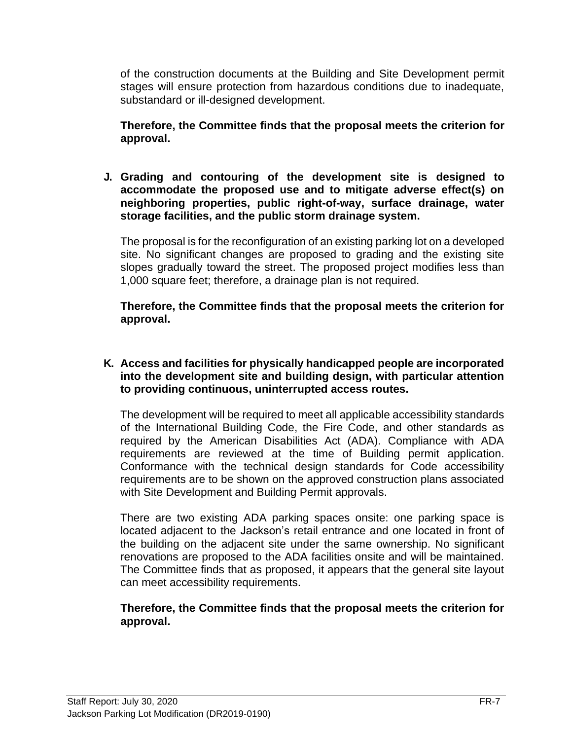of the construction documents at the Building and Site Development permit stages will ensure protection from hazardous conditions due to inadequate, substandard or ill-designed development.

**Therefore, the Committee finds that the proposal meets the criterion for approval.**

**J. Grading and contouring of the development site is designed to accommodate the proposed use and to mitigate adverse effect(s) on neighboring properties, public right-of-way, surface drainage, water storage facilities, and the public storm drainage system.**

The proposal is for the reconfiguration of an existing parking lot on a developed site. No significant changes are proposed to grading and the existing site slopes gradually toward the street. The proposed project modifies less than 1,000 square feet; therefore, a drainage plan is not required.

**Therefore, the Committee finds that the proposal meets the criterion for approval.**

**K. Access and facilities for physically handicapped people are incorporated into the development site and building design, with particular attention to providing continuous, uninterrupted access routes.**

The development will be required to meet all applicable accessibility standards of the International Building Code, the Fire Code, and other standards as required by the American Disabilities Act (ADA). Compliance with ADA requirements are reviewed at the time of Building permit application. Conformance with the technical design standards for Code accessibility requirements are to be shown on the approved construction plans associated with Site Development and Building Permit approvals.

There are two existing ADA parking spaces onsite: one parking space is located adjacent to the Jackson's retail entrance and one located in front of the building on the adjacent site under the same ownership. No significant renovations are proposed to the ADA facilities onsite and will be maintained. The Committee finds that as proposed, it appears that the general site layout can meet accessibility requirements.

**Therefore, the Committee finds that the proposal meets the criterion for approval.**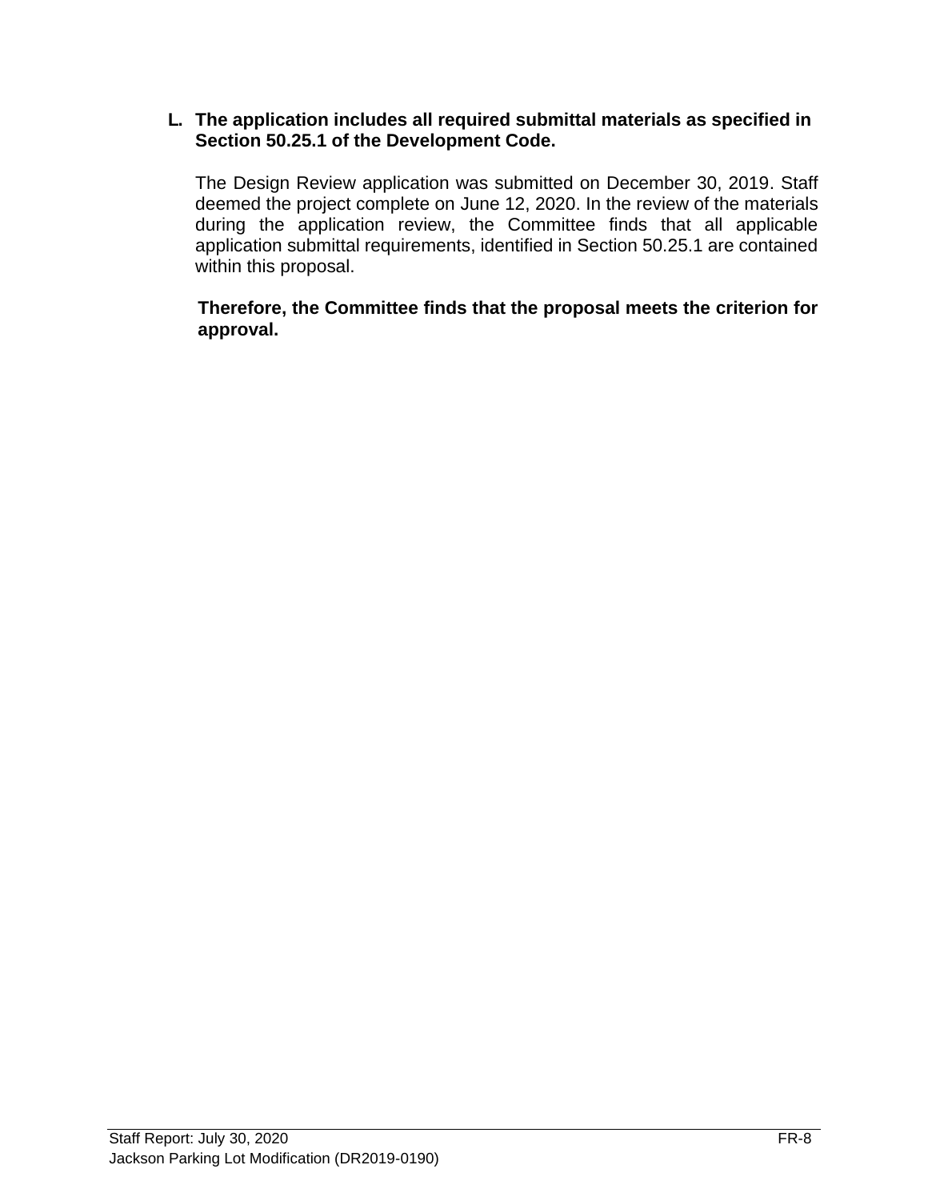**L. The application includes all required submittal materials as specified in Section 50.25.1 of the Development Code.**

The Design Review application was submitted on December 30, 2019. Staff deemed the project complete on June 12, 2020. In the review of the materials during the application review, the Committee finds that all applicable application submittal requirements, identified in Section 50.25.1 are contained within this proposal.

**Therefore, the Committee finds that the proposal meets the criterion for approval.**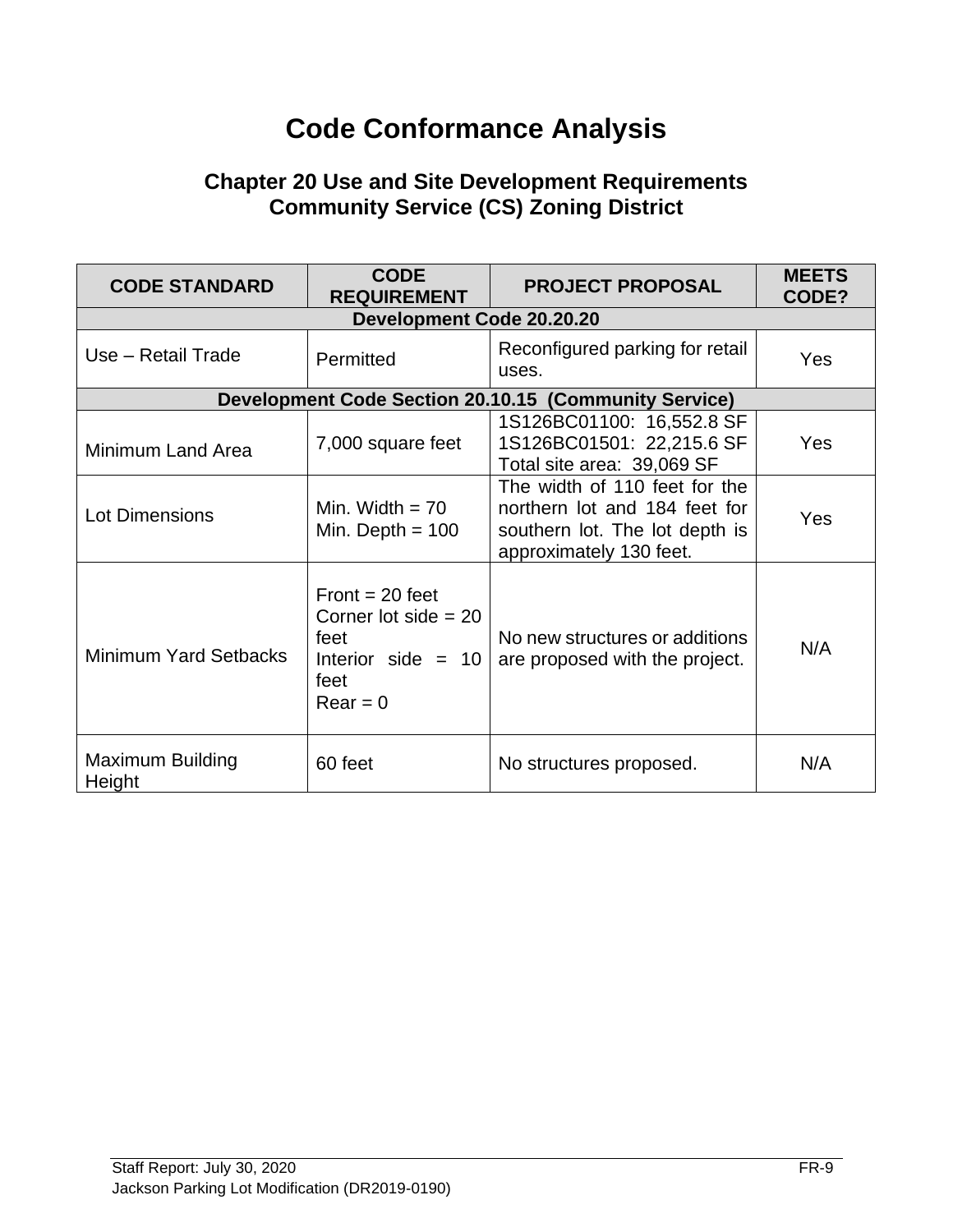# Code Conformance Analysis

## Chapter 20 Use and Site Development Requirements
## Community Service (CS) Zoning District

| CODE STANDARD | CODE REQUIREMENT | PROJECT PROPOSAL | MEETS CODE? |
|---|---|---|---|
| **Development Code 20.20.20** | | | |
| Use – Retail Trade | Permitted | Reconfigured parking for retail uses. | Yes |
| **Development Code Section 20.10.15 (Community Service)** | | | |
| Minimum Land Area | 7,000 square feet | 1S126BC01100: 16,552.8 SF<br>1S126BC01501: 22,215.6 SF<br>Total site area: 39,069 SF | Yes |
| Lot Dimensions | Min. Width = 70<br>Min. Depth = 100 | The width of 110 feet for the northern lot and 184 feet for southern lot. The lot depth is approximately 130 feet. | Yes |
| Minimum Yard Setbacks | Front = 20 feet<br>Corner lot side = 20 feet<br>Interior side = 10 feet<br>Rear = 0 | No new structures or additions are proposed with the project. | N/A |
| Maximum Building Height | 60 feet | No structures proposed. | N/A |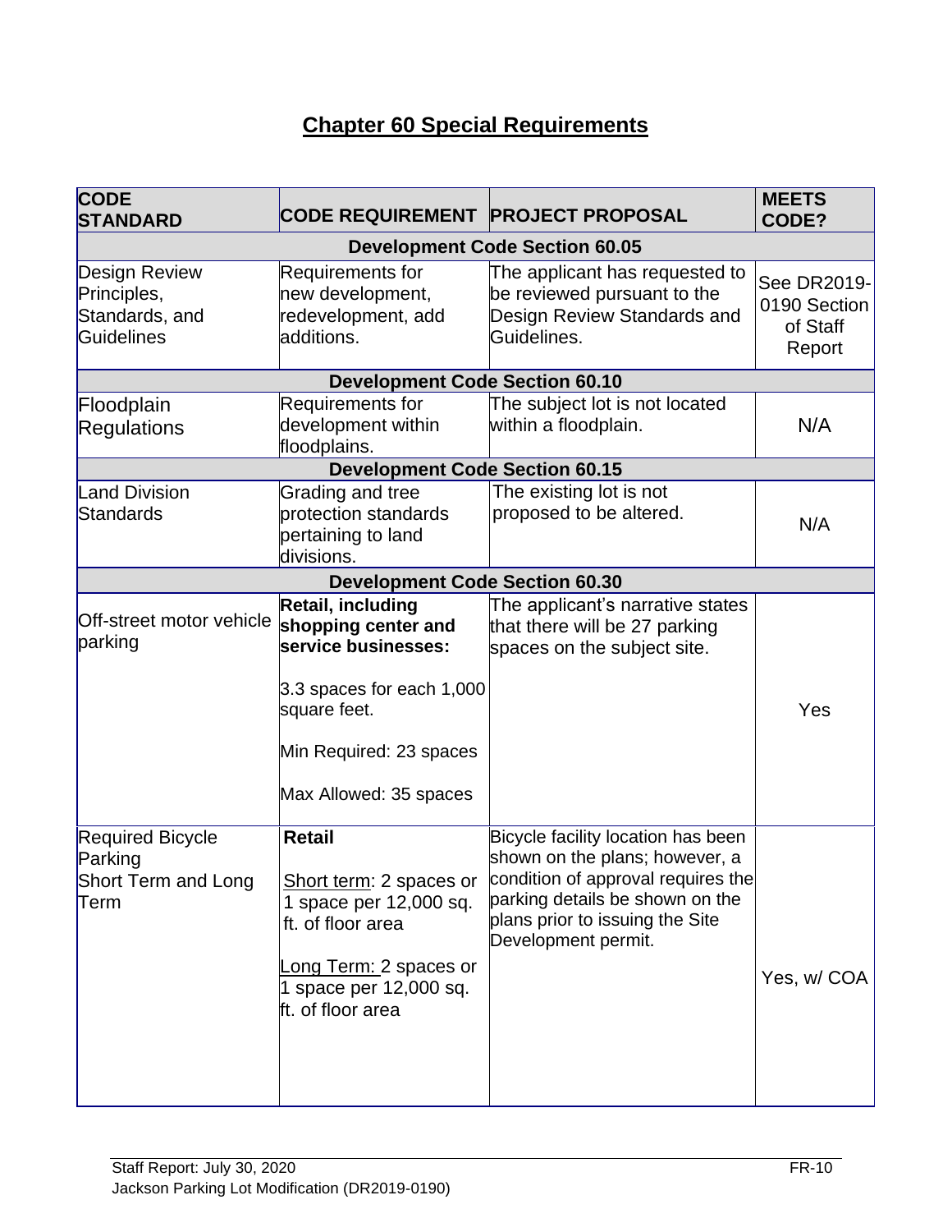# Chapter 60 Special Requirements

| CODE STANDARD | CODE REQUIREMENT | PROJECT PROPOSAL | MEETS CODE? |
|---|---|---|---|
| **Development Code Section 60.05** | | | |
| Design Review Principles, Standards, and Guidelines | Requirements for new development, redevelopment, add additions. | The applicant has requested to be reviewed pursuant to the Design Review Standards and Guidelines. | See DR2019-0190 Section of Staff Report |
| **Development Code Section 60.10** | | | |
| Floodplain Regulations | Requirements for development within floodplains. | The subject lot is not located within a floodplain. | N/A |
| **Development Code Section 60.15** | | | |
| Land Division Standards | Grading and tree protection standards pertaining to land divisions. | The existing lot is not proposed to be altered. | N/A |
| **Development Code Section 60.30** | | | |
| Off-street motor vehicle parking | **Retail, including shopping center and service businesses:**<br><br>3.3 spaces for each 1,000 square feet.<br><br>Min Required: 23 spaces<br><br>Max Allowed: 35 spaces | The applicant's narrative states that there will be 27 parking spaces on the subject site. | Yes |
| Required Bicycle Parking Short Term and Long Term | **Retail**<br><br>Short term: 2 spaces or 1 space per 12,000 sq. ft. of floor area<br><br>Long Term: 2 spaces or 1 space per 12,000 sq. ft. of floor area | Bicycle facility location has been shown on the plans; however, a condition of approval requires the parking details be shown on the plans prior to issuing the Site Development permit. | Yes, w/ COA |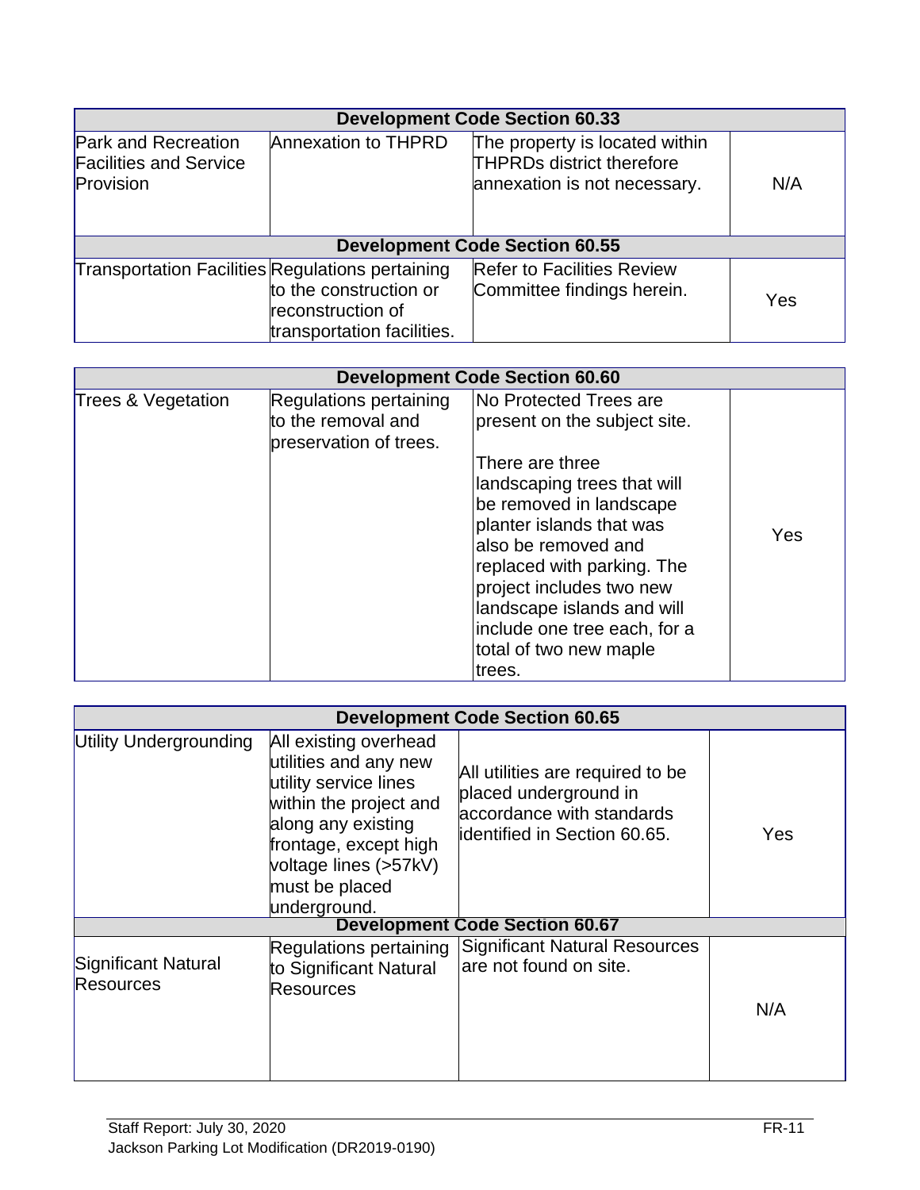| Development Code Section 60.33 | | | |
|---|---|---|---|
| Park and Recreation Facilities and Service Provision | Annexation to THPRD | The property is located within THPRDs district therefore annexation is not necessary. | N/A |
| **Development Code Section 60.55** | | | |
| Transportation Facilities | Regulations pertaining to the construction or reconstruction of transportation facilities. | Refer to Facilities Review Committee findings herein. | Yes |

| Development Code Section 60.60 | | | |
|---|---|---|---|
| Trees & Vegetation | Regulations pertaining to the removal and preservation of trees. | No Protected Trees are present on the subject site.<br><br>There are three landscaping trees that will be removed in landscape planter islands that was also be removed and replaced with parking. The project includes two new landscape islands and will include one tree each, for a total of two new maple trees. | Yes |

| Development Code Section 60.65 | | | |
|---|---|---|---|
| Utility Undergrounding | All existing overhead utilities and any new utility service lines within the project and along any existing frontage, except high voltage lines (>57kV) must be placed underground. | All utilities are required to be placed underground in accordance with standards identified in Section 60.65. | Yes |
| **Development Code Section 60.67** | | | |
| Significant Natural Resources | Regulations pertaining to Significant Natural Resources | Significant Natural Resources are not found on site. | N/A |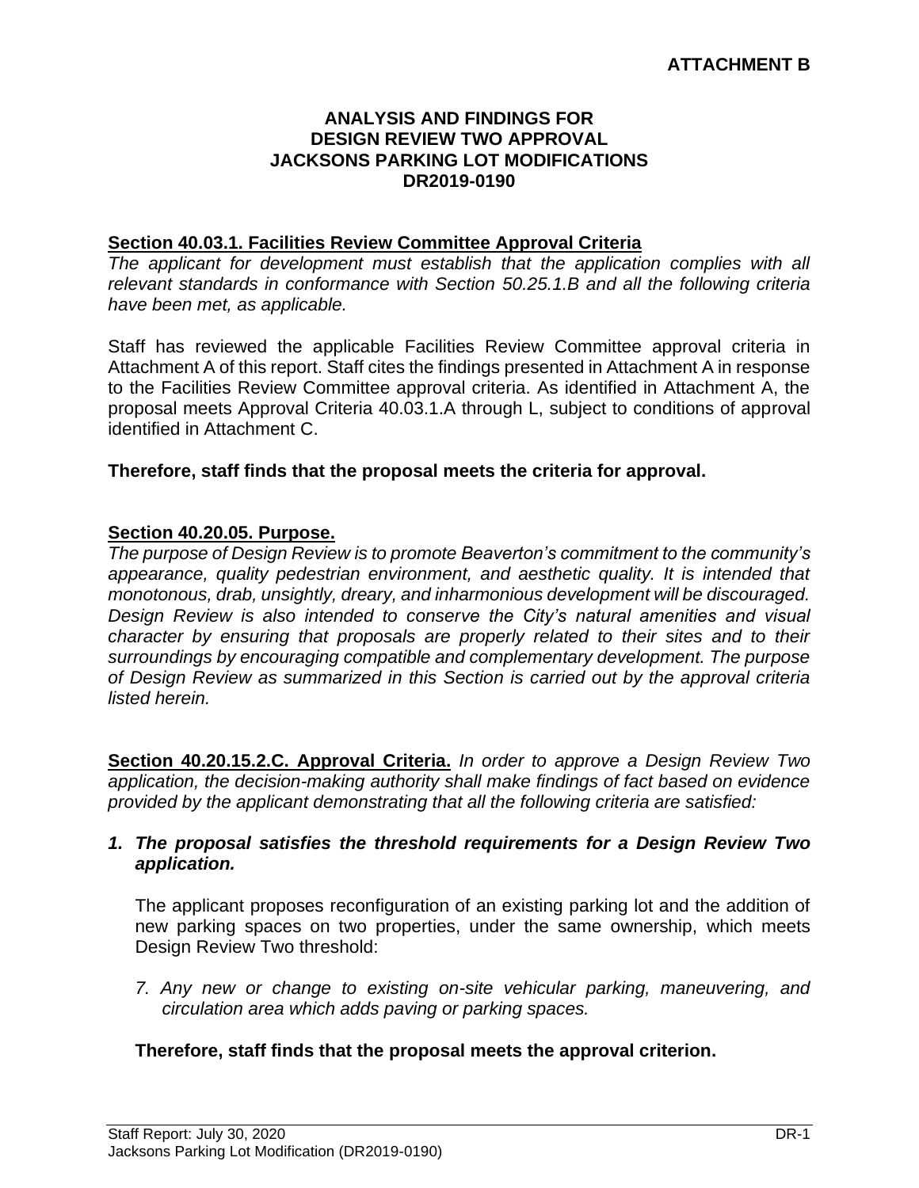**ATTACHMENT B**

**ANALYSIS AND FINDINGS FOR
DESIGN REVIEW TWO APPROVAL
JACKSONS PARKING LOT MODIFICATIONS
DR2019-0190**

**Section 40.03.1. Facilities Review Committee Approval Criteria**

*The applicant for development must establish that the application complies with all relevant standards in conformance with Section 50.25.1.B and all the following criteria have been met, as applicable.*

Staff has reviewed the applicable Facilities Review Committee approval criteria in Attachment A of this report. Staff cites the findings presented in Attachment A in response to the Facilities Review Committee approval criteria. As identified in Attachment A, the proposal meets Approval Criteria 40.03.1.A through L, subject to conditions of approval identified in Attachment C.

**Therefore, staff finds that the proposal meets the criteria for approval.**

**Section 40.20.05. Purpose.**

*The purpose of Design Review is to promote Beaverton's commitment to the community's appearance, quality pedestrian environment, and aesthetic quality. It is intended that monotonous, drab, unsightly, dreary, and inharmonious development will be discouraged. Design Review is also intended to conserve the City's natural amenities and visual character by ensuring that proposals are properly related to their sites and to their surroundings by encouraging compatible and complementary development. The purpose of Design Review as summarized in this Section is carried out by the approval criteria listed herein.*

**Section 40.20.15.2.C. Approval Criteria.** *In order to approve a Design Review Two application, the decision-making authority shall make findings of fact based on evidence provided by the applicant demonstrating that all the following criteria are satisfied:*

1. ***The proposal satisfies the threshold requirements for a Design Review Two application.***

   The applicant proposes reconfiguration of an existing parking lot and the addition of new parking spaces on two properties, under the same ownership, which meets Design Review Two threshold:

   *7. Any new or change to existing on-site vehicular parking, maneuvering, and circulation area which adds paving or parking spaces.*

   **Therefore, staff finds that the proposal meets the approval criterion.**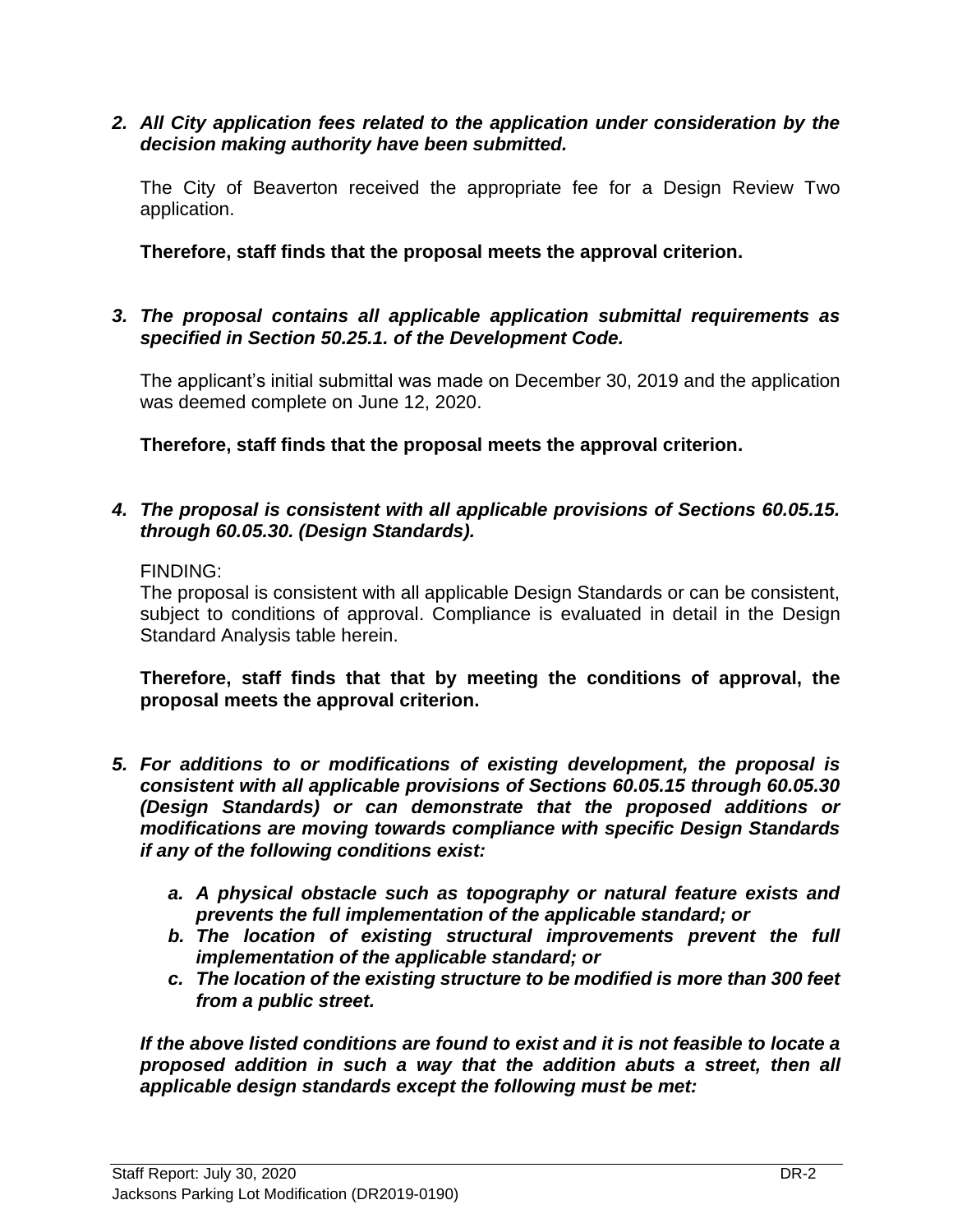***2. All City application fees related to the application under consideration by the decision making authority have been submitted.***

The City of Beaverton received the appropriate fee for a Design Review Two application.

**Therefore, staff finds that the proposal meets the approval criterion.**

***3. The proposal contains all applicable application submittal requirements as specified in Section 50.25.1. of the Development Code.***

The applicant's initial submittal was made on December 30, 2019 and the application was deemed complete on June 12, 2020.

**Therefore, staff finds that the proposal meets the approval criterion.**

***4. The proposal is consistent with all applicable provisions of Sections 60.05.15. through 60.05.30. (Design Standards).***

FINDING:
The proposal is consistent with all applicable Design Standards or can be consistent, subject to conditions of approval. Compliance is evaluated in detail in the Design Standard Analysis table herein.

**Therefore, staff finds that that by meeting the conditions of approval, the proposal meets the approval criterion.**

***5. For additions to or modifications of existing development, the proposal is consistent with all applicable provisions of Sections 60.05.15 through 60.05.30 (Design Standards) or can demonstrate that the proposed additions or modifications are moving towards compliance with specific Design Standards if any of the following conditions exist:***

- ***a. A physical obstacle such as topography or natural feature exists and prevents the full implementation of the applicable standard; or***
- ***b. The location of existing structural improvements prevent the full implementation of the applicable standard; or***
- ***c. The location of the existing structure to be modified is more than 300 feet from a public street.***

***If the above listed conditions are found to exist and it is not feasible to locate a proposed addition in such a way that the addition abuts a street, then all applicable design standards except the following must be met:***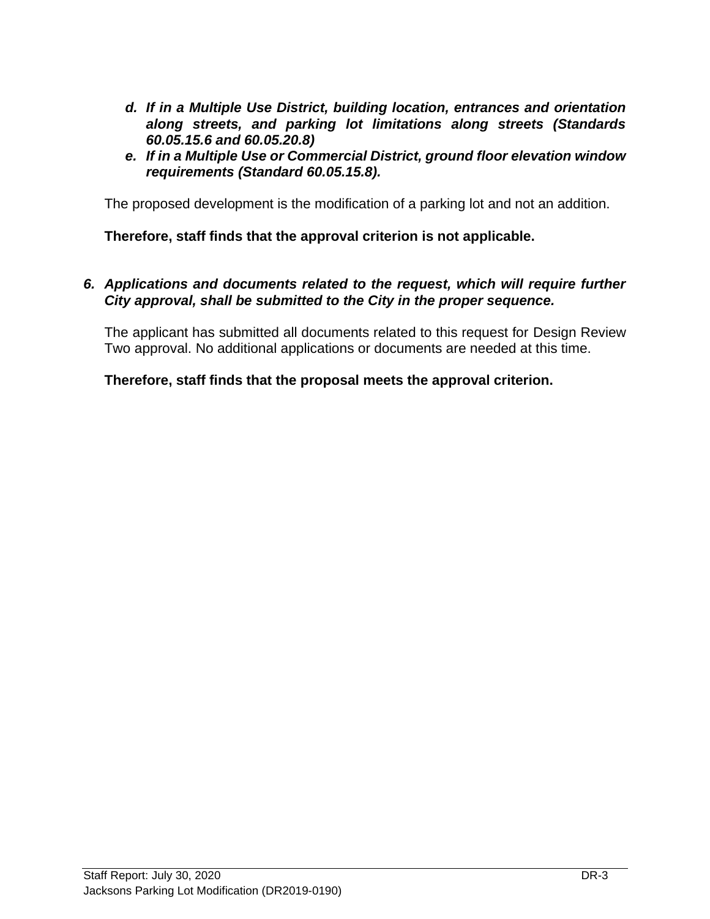*d. If in a Multiple Use District, building location, entrances and orientation along streets, and parking lot limitations along streets (Standards 60.05.15.6 and 60.05.20.8)*

*e. If in a Multiple Use or Commercial District, ground floor elevation window requirements (Standard 60.05.15.8).*

The proposed development is the modification of a parking lot and not an addition.

**Therefore, staff finds that the approval criterion is not applicable.**

***6. Applications and documents related to the request, which will require further City approval, shall be submitted to the City in the proper sequence.***

The applicant has submitted all documents related to this request for Design Review Two approval. No additional applications or documents are needed at this time.

**Therefore, staff finds that the proposal meets the approval criterion.**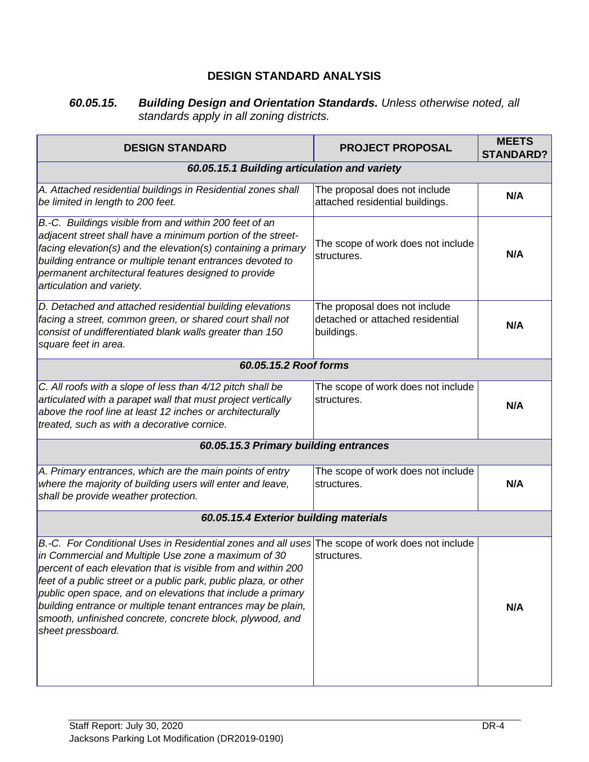## DESIGN STANDARD ANALYSIS

***60.05.15. Building Design and Orientation Standards.*** *Unless otherwise noted, all standards apply in all zoning districts.*

| DESIGN STANDARD | PROJECT PROPOSAL | MEETS STANDARD? |
|---|---|---|
| ***60.05.15.1 Building articulation and variety*** | | |
| *A. Attached residential buildings in Residential zones shall be limited in length to 200 feet.* | The proposal does not include attached residential buildings. | **N/A** |
| *B.-C. Buildings visible from and within 200 feet of an adjacent street shall have a minimum portion of the street-facing elevation(s) and the elevation(s) containing a primary building entrance or multiple tenant entrances devoted to permanent architectural features designed to provide articulation and variety.* | The scope of work does not include structures. | **N/A** |
| *D. Detached and attached residential building elevations facing a street, common green, or shared court shall not consist of undifferentiated blank walls greater than 150 square feet in area.* | The proposal does not include detached or attached residential buildings. | **N/A** |
| ***60.05.15.2 Roof forms*** | | |
| *C. All roofs with a slope of less than 4/12 pitch shall be articulated with a parapet wall that must project vertically above the roof line at least 12 inches or architecturally treated, such as with a decorative cornice.* | The scope of work does not include structures. | **N/A** |
| ***60.05.15.3 Primary building entrances*** | | |
| *A. Primary entrances, which are the main points of entry where the majority of building users will enter and leave, shall be provide weather protection.* | The scope of work does not include structures. | **N/A** |
| ***60.05.15.4 Exterior building materials*** | | |
| *B.-C. For Conditional Uses in Residential zones and all uses in Commercial and Multiple Use zone a maximum of 30 percent of each elevation that is visible from and within 200 feet of a public street or a public park, public plaza, or other public open space, and on elevations that include a primary building entrance or multiple tenant entrances may be plain, smooth, unfinished concrete, concrete block, plywood, and sheet pressboard.* | The scope of work does not include structures. | **N/A** |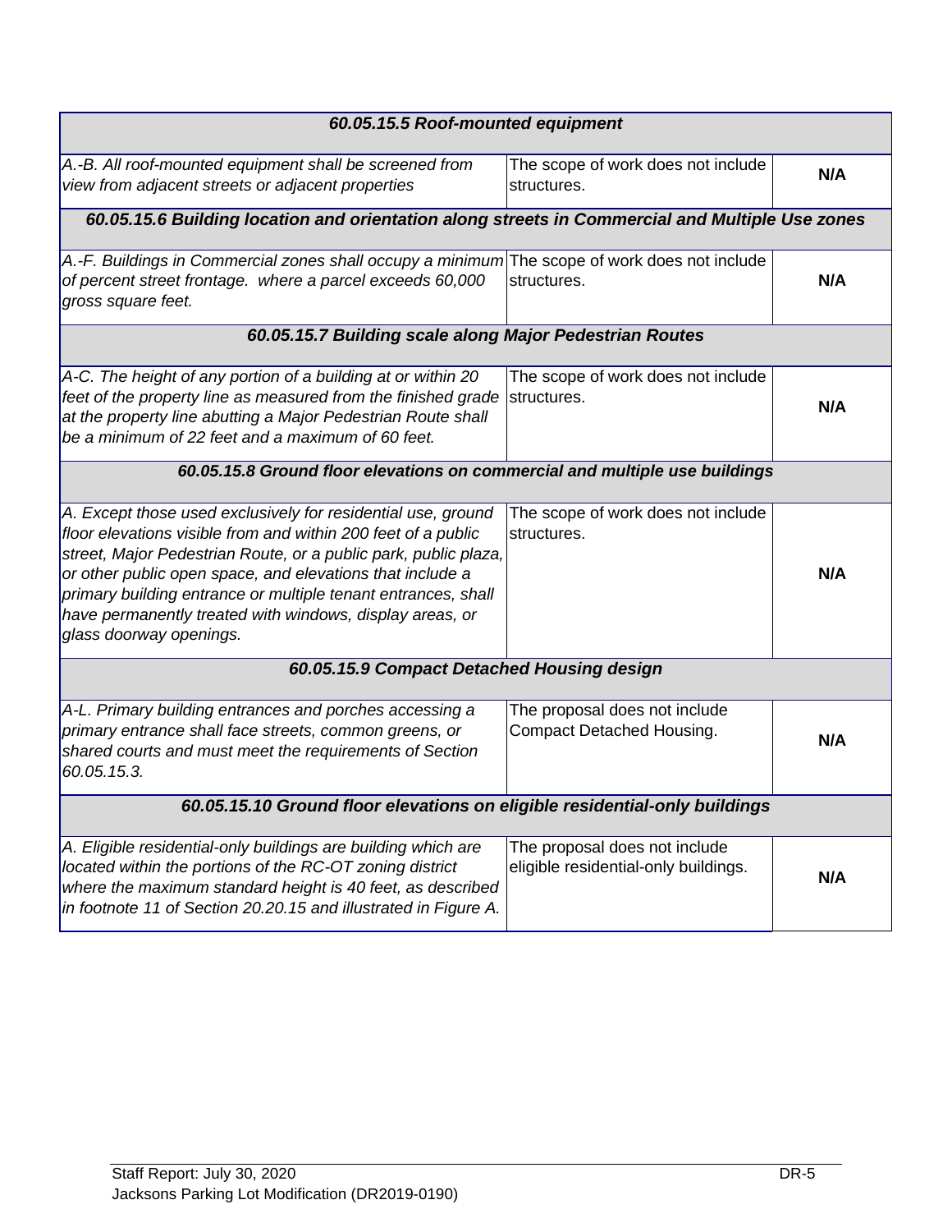| *60.05.15.5 Roof-mounted equipment* | | |
|---|---|---|
| *A.-B. All roof-mounted equipment shall be screened from view from adjacent streets or adjacent properties* | The scope of work does not include structures. | **N/A** |
| ***60.05.15.6 Building location and orientation along streets in Commercial and Multiple Use zones*** | | |
| *A.-F. Buildings in Commercial zones shall occupy a minimum of percent street frontage. where a parcel exceeds 60,000 gross square feet.* | The scope of work does not include structures. | **N/A** |
| ***60.05.15.7 Building scale along Major Pedestrian Routes*** | | |
| *A-C. The height of any portion of a building at or within 20 feet of the property line as measured from the finished grade at the property line abutting a Major Pedestrian Route shall be a minimum of 22 feet and a maximum of 60 feet.* | The scope of work does not include structures. | **N/A** |
| ***60.05.15.8 Ground floor elevations on commercial and multiple use buildings*** | | |
| *A. Except those used exclusively for residential use, ground floor elevations visible from and within 200 feet of a public street, Major Pedestrian Route, or a public park, public plaza, or other public open space, and elevations that include a primary building entrance or multiple tenant entrances, shall have permanently treated with windows, display areas, or glass doorway openings.* | The scope of work does not include structures. | **N/A** |
| ***60.05.15.9 Compact Detached Housing design*** | | |
| *A-L. Primary building entrances and porches accessing a primary entrance shall face streets, common greens, or shared courts and must meet the requirements of Section 60.05.15.3.* | The proposal does not include Compact Detached Housing. | **N/A** |
| ***60.05.15.10 Ground floor elevations on eligible residential-only buildings*** | | |
| *A. Eligible residential-only buildings are building which are located within the portions of the RC-OT zoning district where the maximum standard height is 40 feet, as described in footnote 11 of Section 20.20.15 and illustrated in Figure A.* | The proposal does not include eligible residential-only buildings. | **N/A** |

Staff Report: July 30, 2020
Jacksons Parking Lot Modification (DR2019-0190)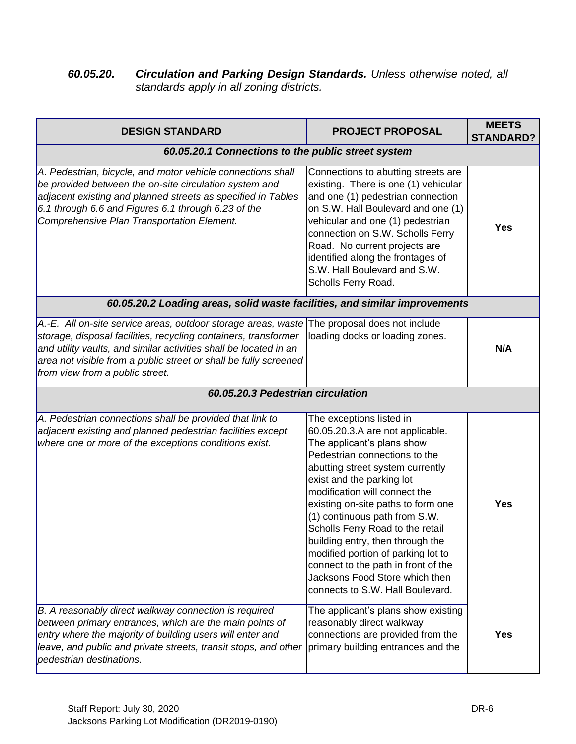***60.05.20. Circulation and Parking Design Standards.** Unless otherwise noted, all standards apply in all zoning districts.*

| DESIGN STANDARD | PROJECT PROPOSAL | MEETS STANDARD? |
|---|---|---|
| ***60.05.20.1 Connections to the public street system*** | | |
| *A. Pedestrian, bicycle, and motor vehicle connections shall be provided between the on-site circulation system and adjacent existing and planned streets as specified in Tables 6.1 through 6.6 and Figures 6.1 through 6.23 of the Comprehensive Plan Transportation Element.* | Connections to abutting streets are existing. There is one (1) vehicular and one (1) pedestrian connection on S.W. Hall Boulevard and one (1) vehicular and one (1) pedestrian connection on S.W. Scholls Ferry Road. No current projects are identified along the frontages of S.W. Hall Boulevard and S.W. Scholls Ferry Road. | **Yes** |
| ***60.05.20.2 Loading areas, solid waste facilities, and similar improvements*** | | |
| *A.-E. All on-site service areas, outdoor storage areas, waste storage, disposal facilities, recycling containers, transformer and utility vaults, and similar activities shall be located in an area not visible from a public street or shall be fully screened from view from a public street.* | The proposal does not include loading docks or loading zones. | **N/A** |
| ***60.05.20.3 Pedestrian circulation*** | | |
| *A. Pedestrian connections shall be provided that link to adjacent existing and planned pedestrian facilities except where one or more of the exceptions conditions exist.* | The exceptions listed in 60.05.20.3.A are not applicable. The applicant's plans show Pedestrian connections to the abutting street system currently exist and the parking lot modification will connect the existing on-site paths to form one (1) continuous path from S.W. Scholls Ferry Road to the retail building entry, then through the modified portion of parking lot to connect to the path in front of the Jacksons Food Store which then connects to S.W. Hall Boulevard. | **Yes** |
| *B. A reasonably direct walkway connection is required between primary entrances, which are the main points of entry where the majority of building users will enter and leave, and public and private streets, transit stops, and other pedestrian destinations.* | The applicant's plans show existing reasonably direct walkway connections are provided from the primary building entrances and the | **Yes** |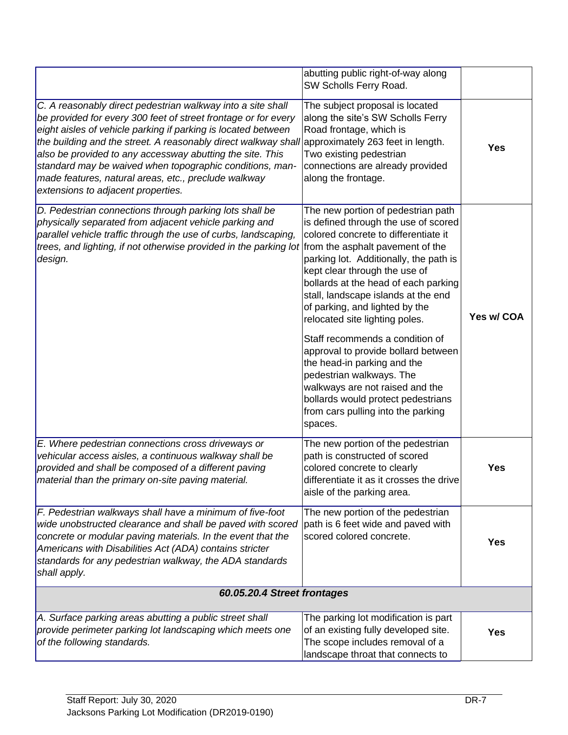| | | |
|---|---|---|
| | abutting public right-of-way along SW Scholls Ferry Road. | |
| *C. A reasonably direct pedestrian walkway into a site shall be provided for every 300 feet of street frontage or for every eight aisles of vehicle parking if parking is located between the building and the street. A reasonably direct walkway shall also be provided to any accessway abutting the site. This standard may be waived when topographic conditions, man-made features, natural areas, etc., preclude walkway extensions to adjacent properties.* | The subject proposal is located along the site's SW Scholls Ferry Road frontage, which is approximately 263 feet in length. Two existing pedestrian connections are already provided along the frontage. | **Yes** |
| *D. Pedestrian connections through parking lots shall be physically separated from adjacent vehicle parking and parallel vehicle traffic through the use of curbs, landscaping, trees, and lighting, if not otherwise provided in the parking lot design.* | The new portion of pedestrian path is defined through the use of scored colored concrete to differentiate it from the asphalt pavement of the parking lot. Additionally, the path is kept clear through the use of bollards at the head of each parking stall, landscape islands at the end of parking, and lighted by the relocated site lighting poles.<br><br>Staff recommends a condition of approval to provide bollard between the head-in parking and the pedestrian walkways. The walkways are not raised and the bollards would protect pedestrians from cars pulling into the parking spaces. | **Yes w/ COA** |
| *E. Where pedestrian connections cross driveways or vehicular access aisles, a continuous walkway shall be provided and shall be composed of a different paving material than the primary on-site paving material.* | The new portion of the pedestrian path is constructed of scored colored concrete to clearly differentiate it as it crosses the drive aisle of the parking area. | **Yes** |
| *F. Pedestrian walkways shall have a minimum of five-foot wide unobstructed clearance and shall be paved with scored concrete or modular paving materials. In the event that the Americans with Disabilities Act (ADA) contains stricter standards for any pedestrian walkway, the ADA standards shall apply.* | The new portion of the pedestrian path is 6 feet wide and paved with scored colored concrete. | **Yes** |
| ***60.05.20.4 Street frontages*** | | |
| *A. Surface parking areas abutting a public street shall provide perimeter parking lot landscaping which meets one of the following standards.* | The parking lot modification is part of an existing fully developed site. The scope includes removal of a landscape throat that connects to | **Yes** |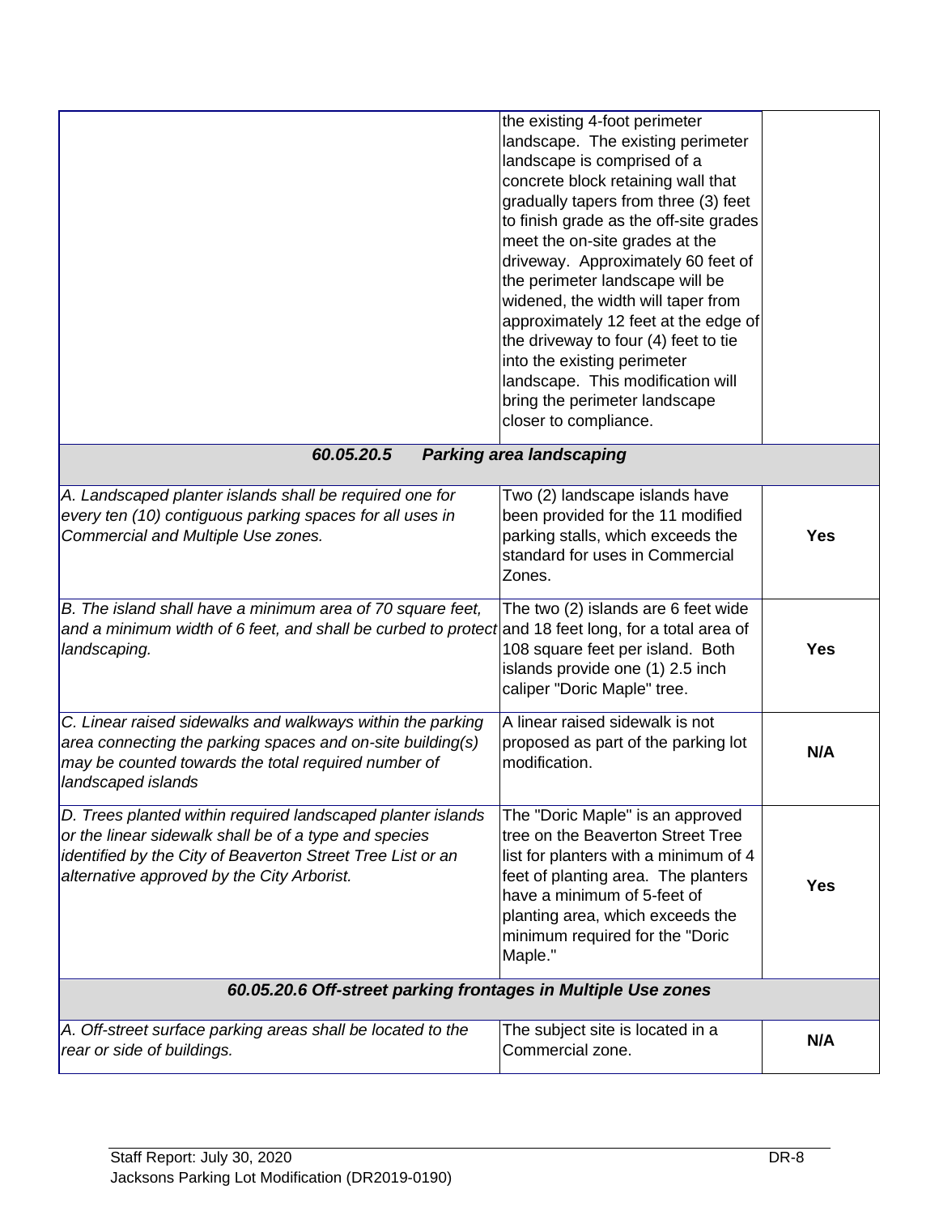| | | |
|---|---|---|
| | the existing 4-foot perimeter landscape. The existing perimeter landscape is comprised of a concrete block retaining wall that gradually tapers from three (3) feet to finish grade as the off-site grades meet the on-site grades at the driveway. Approximately 60 feet of the perimeter landscape will be widened, the width will taper from approximately 12 feet at the edge of the driveway to four (4) feet to tie into the existing perimeter landscape. This modification will bring the perimeter landscape closer to compliance. | |
| ***60.05.20.5 Parking area landscaping*** | | |
| *A. Landscaped planter islands shall be required one for every ten (10) contiguous parking spaces for all uses in Commercial and Multiple Use zones.* | Two (2) landscape islands have been provided for the 11 modified parking stalls, which exceeds the standard for uses in Commercial Zones. | **Yes** |
| *B. The island shall have a minimum area of 70 square feet, and a minimum width of 6 feet, and shall be curbed to protect landscaping.* | The two (2) islands are 6 feet wide and 18 feet long, for a total area of 108 square feet per island. Both islands provide one (1) 2.5 inch caliper "Doric Maple" tree. | **Yes** |
| *C. Linear raised sidewalks and walkways within the parking area connecting the parking spaces and on-site building(s) may be counted towards the total required number of landscaped islands* | A linear raised sidewalk is not proposed as part of the parking lot modification. | **N/A** |
| *D. Trees planted within required landscaped planter islands or the linear sidewalk shall be of a type and species identified by the City of Beaverton Street Tree List or an alternative approved by the City Arborist.* | The "Doric Maple" is an approved tree on the Beaverton Street Tree list for planters with a minimum of 4 feet of planting area. The planters have a minimum of 5-feet of planting area, which exceeds the minimum required for the "Doric Maple." | **Yes** |
| ***60.05.20.6 Off-street parking frontages in Multiple Use zones*** | | |
| *A. Off-street surface parking areas shall be located to the rear or side of buildings.* | The subject site is located in a Commercial zone. | **N/A** |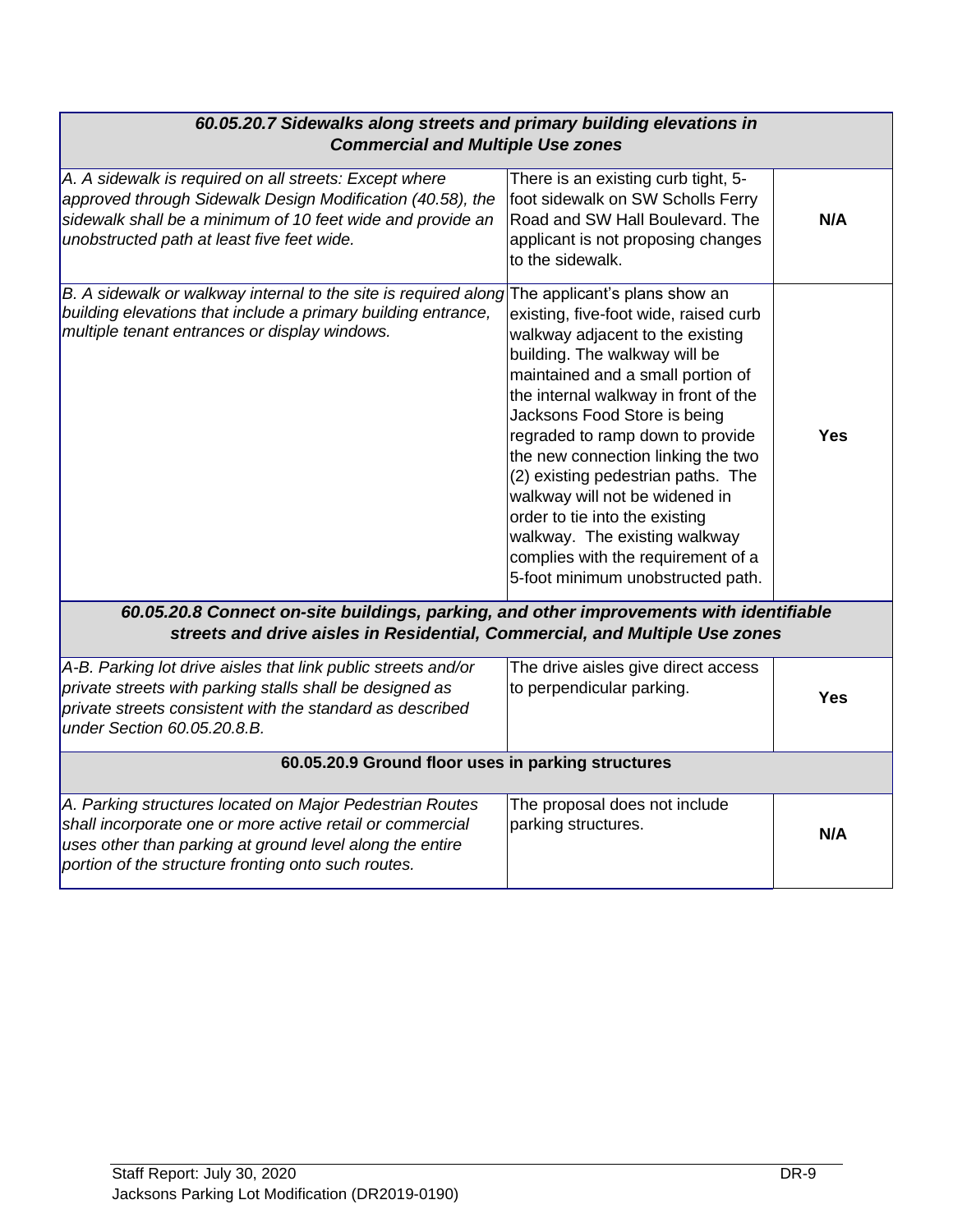| ***60.05.20.7 Sidewalks along streets and primary building elevations in Commercial and Multiple Use zones*** | | |
|---|---|---|
| *A. A sidewalk is required on all streets: Except where approved through Sidewalk Design Modification (40.58), the sidewalk shall be a minimum of 10 feet wide and provide an unobstructed path at least five feet wide.* | There is an existing curb tight, 5-foot sidewalk on SW Scholls Ferry Road and SW Hall Boulevard. The applicant is not proposing changes to the sidewalk. | **N/A** |
| *B. A sidewalk or walkway internal to the site is required along building elevations that include a primary building entrance, multiple tenant entrances or display windows.* | The applicant's plans show an existing, five-foot wide, raised curb walkway adjacent to the existing building. The walkway will be maintained and a small portion of the internal walkway in front of the Jacksons Food Store is being regraded to ramp down to provide the new connection linking the two (2) existing pedestrian paths. The walkway will not be widened in order to tie into the existing walkway. The existing walkway complies with the requirement of a 5-foot minimum unobstructed path. | **Yes** |
| ***60.05.20.8 Connect on-site buildings, parking, and other improvements with identifiable streets and drive aisles in Residential, Commercial, and Multiple Use zones*** | | |
| *A-B. Parking lot drive aisles that link public streets and/or private streets with parking stalls shall be designed as private streets consistent with the standard as described under Section 60.05.20.8.B.* | The drive aisles give direct access to perpendicular parking. | **Yes** |
| **60.05.20.9 Ground floor uses in parking structures** | | |
| *A. Parking structures located on Major Pedestrian Routes shall incorporate one or more active retail or commercial uses other than parking at ground level along the entire portion of the structure fronting onto such routes.* | The proposal does not include parking structures. | **N/A** |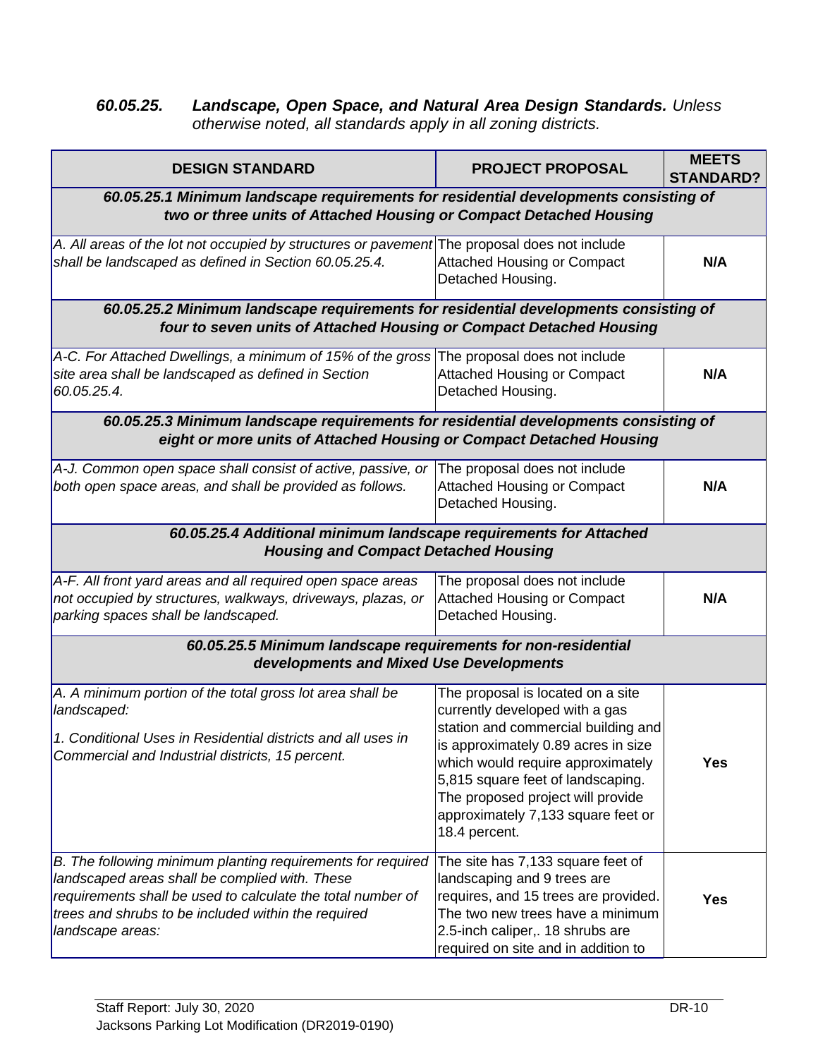### *60.05.25. Landscape, Open Space, and Natural Area Design Standards.* *Unless otherwise noted, all standards apply in all zoning districts.*

| DESIGN STANDARD | PROJECT PROPOSAL | MEETS STANDARD? |
|---|---|---|
| ***60.05.25.1 Minimum landscape requirements for residential developments consisting of two or three units of Attached Housing or Compact Detached Housing*** | | |
| *A. All areas of the lot not occupied by structures or pavement shall be landscaped as defined in Section 60.05.25.4.* | The proposal does not include Attached Housing or Compact Detached Housing. | **N/A** |
| ***60.05.25.2 Minimum landscape requirements for residential developments consisting of four to seven units of Attached Housing or Compact Detached Housing*** | | |
| *A-C. For Attached Dwellings, a minimum of 15% of the gross site area shall be landscaped as defined in Section 60.05.25.4.* | The proposal does not include Attached Housing or Compact Detached Housing. | **N/A** |
| ***60.05.25.3 Minimum landscape requirements for residential developments consisting of eight or more units of Attached Housing or Compact Detached Housing*** | | |
| *A-J. Common open space shall consist of active, passive, or both open space areas, and shall be provided as follows.* | The proposal does not include Attached Housing or Compact Detached Housing. | **N/A** |
| ***60.05.25.4 Additional minimum landscape requirements for Attached Housing and Compact Detached Housing*** | | |
| *A-F. All front yard areas and all required open space areas not occupied by structures, walkways, driveways, plazas, or parking spaces shall be landscaped.* | The proposal does not include Attached Housing or Compact Detached Housing. | **N/A** |
| ***60.05.25.5 Minimum landscape requirements for non-residential developments and Mixed Use Developments*** | | |
| *A. A minimum portion of the total gross lot area shall be landscaped:*<br><br>*1. Conditional Uses in Residential districts and all uses in Commercial and Industrial districts, 15 percent.* | The proposal is located on a site currently developed with a gas station and commercial building and is approximately 0.89 acres in size which would require approximately 5,815 square feet of landscaping. The proposed project will provide approximately 7,133 square feet or 18.4 percent. | **Yes** |
| *B. The following minimum planting requirements for required landscaped areas shall be complied with. These requirements shall be used to calculate the total number of trees and shrubs to be included within the required landscape areas:* | The site has 7,133 square feet of landscaping and 9 trees are requires, and 15 trees are provided. The two new trees have a minimum 2.5-inch caliper,. 18 shrubs are required on site and in addition to | **Yes** |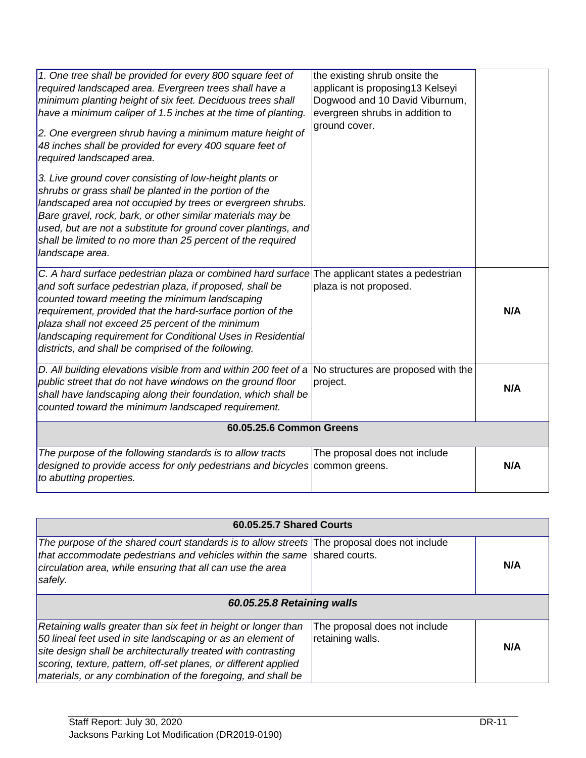| | | |
|---|---|---|
| *1. One tree shall be provided for every 800 square feet of required landscaped area. Evergreen trees shall have a minimum planting height of six feet. Deciduous trees shall have a minimum caliper of 1.5 inches at the time of planting.*<br><br>*2. One evergreen shrub having a minimum mature height of 48 inches shall be provided for every 400 square feet of required landscaped area.*<br><br>*3. Live ground cover consisting of low-height plants or shrubs or grass shall be planted in the portion of the landscaped area not occupied by trees or evergreen shrubs. Bare gravel, rock, bark, or other similar materials may be used, but are not a substitute for ground cover plantings, and shall be limited to no more than 25 percent of the required landscape area.* | the existing shrub onsite the applicant is proposing13 Kelseyi Dogwood and 10 David Viburnum, evergreen shrubs in addition to ground cover. | |
| *C. A hard surface pedestrian plaza or combined hard surface and soft surface pedestrian plaza, if proposed, shall be counted toward meeting the minimum landscaping requirement, provided that the hard-surface portion of the plaza shall not exceed 25 percent of the minimum landscaping requirement for Conditional Uses in Residential districts, and shall be comprised of the following.* | The applicant states a pedestrian plaza is not proposed. | **N/A** |
| *D. All building elevations visible from and within 200 feet of a public street that do not have windows on the ground floor shall have landscaping along their foundation, which shall be counted toward the minimum landscaped requirement.* | No structures are proposed with the project. | **N/A** |
| **60.05.25.6 Common Greens** | | |
| *The purpose of the following standards is to allow tracts designed to provide access for only pedestrians and bicycles to abutting properties.* | The proposal does not include common greens. | **N/A** |

| **60.05.25.7 Shared Courts** | | |
|---|---|---|
| *The purpose of the shared court standards is to allow streets that accommodate pedestrians and vehicles within the same circulation area, while ensuring that all can use the area safely.* | The proposal does not include shared courts. | **N/A** |
| ***60.05.25.8 Retaining walls*** | | |
| *Retaining walls greater than six feet in height or longer than 50 lineal feet used in site landscaping or as an element of site design shall be architecturally treated with contrasting scoring, texture, pattern, off-set planes, or different applied materials, or any combination of the foregoing, and shall be* | The proposal does not include retaining walls. | **N/A** |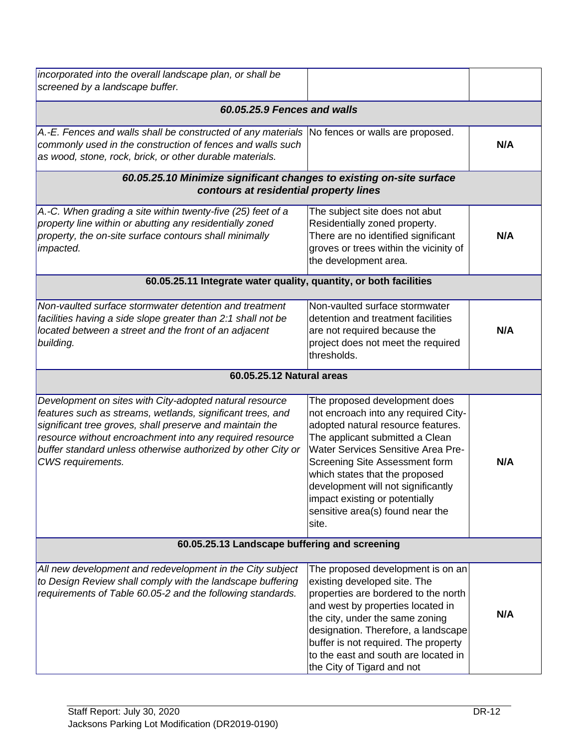| | | |
|---|---|---|
| *incorporated into the overall landscape plan, or shall be screened by a landscape buffer.* | | |
| ***60.05.25.9 Fences and walls*** | | |
| *A.-E. Fences and walls shall be constructed of any materials commonly used in the construction of fences and walls such as wood, stone, rock, brick, or other durable materials.* | No fences or walls are proposed. | **N/A** |
| ***60.05.25.10 Minimize significant changes to existing on-site surface contours at residential property lines*** | | |
| *A.-C. When grading a site within twenty-five (25) feet of a property line within or abutting any residentially zoned property, the on-site surface contours shall minimally impacted.* | The subject site does not abut Residentially zoned property. There are no identified significant groves or trees within the vicinity of the development area. | **N/A** |
| **60.05.25.11 Integrate water quality, quantity, or both facilities** | | |
| *Non-vaulted surface stormwater detention and treatment facilities having a side slope greater than 2:1 shall not be located between a street and the front of an adjacent building.* | Non-vaulted surface stormwater detention and treatment facilities are not required because the project does not meet the required thresholds. | **N/A** |
| **60.05.25.12 Natural areas** | | |
| *Development on sites with City-adopted natural resource features such as streams, wetlands, significant trees, and significant tree groves, shall preserve and maintain the resource without encroachment into any required resource buffer standard unless otherwise authorized by other City or CWS requirements.* | The proposed development does not encroach into any required City-adopted natural resource features. The applicant submitted a Clean Water Services Sensitive Area Pre-Screening Site Assessment form which states that the proposed development will not significantly impact existing or potentially sensitive area(s) found near the site. | **N/A** |
| **60.05.25.13 Landscape buffering and screening** | | |
| *All new development and redevelopment in the City subject to Design Review shall comply with the landscape buffering requirements of Table 60.05-2 and the following standards.* | The proposed development is on an existing developed site. The properties are bordered to the north and west by properties located in the city, under the same zoning designation. Therefore, a landscape buffer is not required. The property to the east and south are located in the City of Tigard and not | **N/A** |

Staff Report: July 30, 2020
Jacksons Parking Lot Modification (DR2019-0190)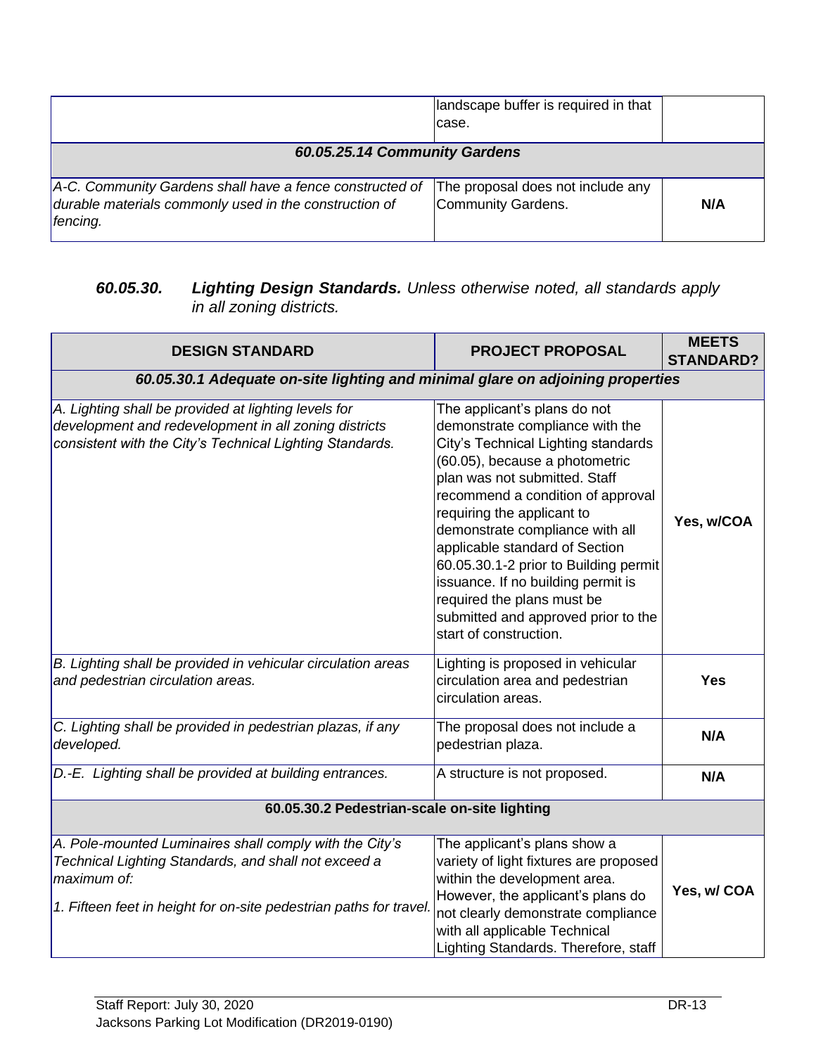| | | |
|---|---|---|
| | landscape buffer is required in that case. | |
| ***60.05.25.14 Community Gardens*** | | |
| *A-C. Community Gardens shall have a fence constructed of durable materials commonly used in the construction of fencing.* | The proposal does not include any Community Gardens. | **N/A** |

***60.05.30. Lighting Design Standards.*** *Unless otherwise noted, all standards apply in all zoning districts.*

| DESIGN STANDARD | PROJECT PROPOSAL | MEETS STANDARD? |
|---|---|---|
| ***60.05.30.1 Adequate on-site lighting and minimal glare on adjoining properties*** | | |
| *A. Lighting shall be provided at lighting levels for development and redevelopment in all zoning districts consistent with the City's Technical Lighting Standards.* | The applicant's plans do not demonstrate compliance with the City's Technical Lighting standards (60.05), because a photometric plan was not submitted. Staff recommend a condition of approval requiring the applicant to demonstrate compliance with all applicable standard of Section 60.05.30.1-2 prior to Building permit issuance. If no building permit is required the plans must be submitted and approved prior to the start of construction. | **Yes, w/COA** |
| *B. Lighting shall be provided in vehicular circulation areas and pedestrian circulation areas.* | Lighting is proposed in vehicular circulation area and pedestrian circulation areas. | **Yes** |
| *C. Lighting shall be provided in pedestrian plazas, if any developed.* | The proposal does not include a pedestrian plaza. | **N/A** |
| *D.-E. Lighting shall be provided at building entrances.* | A structure is not proposed. | **N/A** |
| **60.05.30.2 Pedestrian-scale on-site lighting** | | |
| *A. Pole-mounted Luminaires shall comply with the City's Technical Lighting Standards, and shall not exceed a maximum of:*<br><br>*1. Fifteen feet in height for on-site pedestrian paths for travel.* | The applicant's plans show a variety of light fixtures are proposed within the development area. However, the applicant's plans do not clearly demonstrate compliance with all applicable Technical Lighting Standards. Therefore, staff | **Yes, w/ COA** |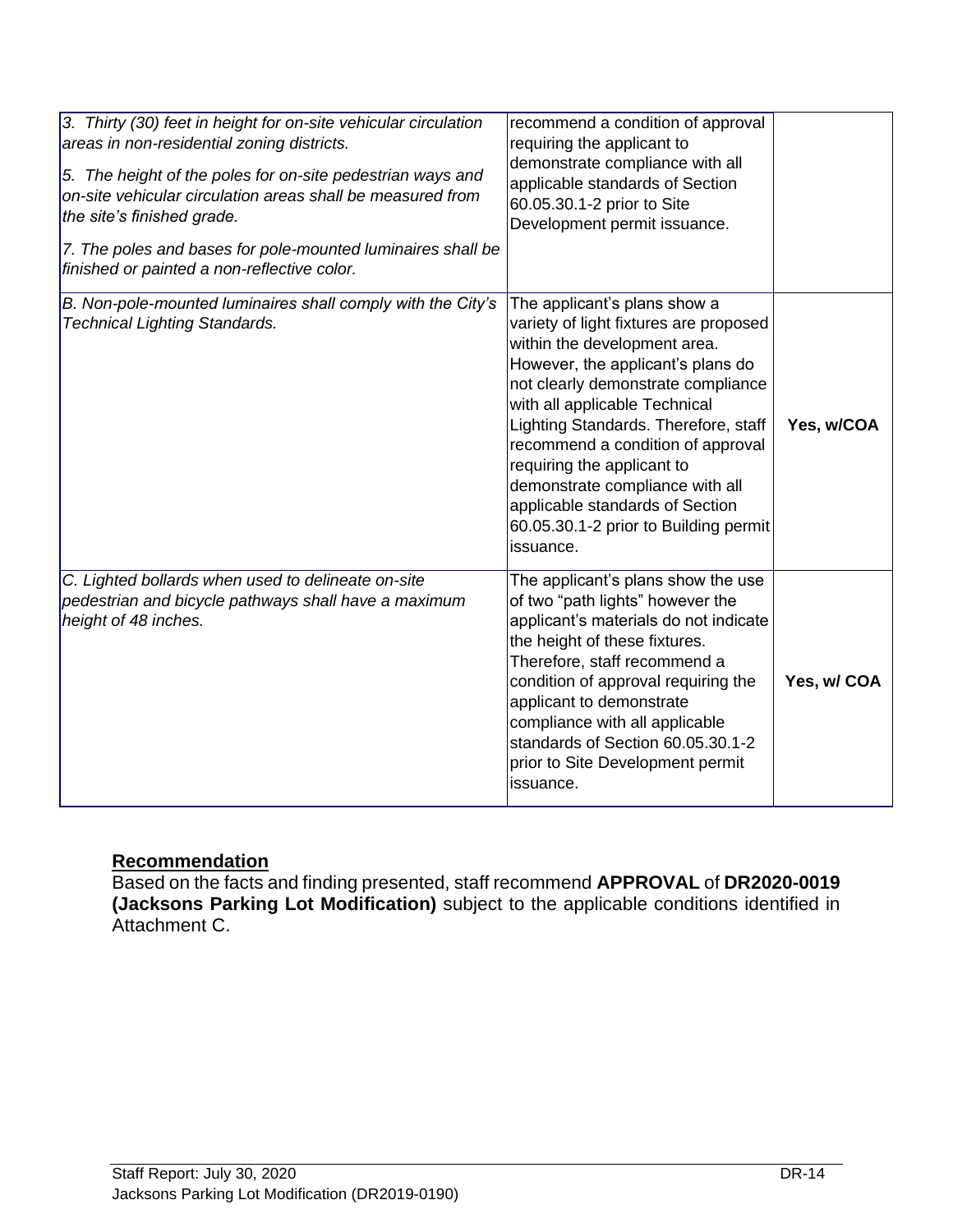| | | |
|---|---|---|
| *3. Thirty (30) feet in height for on-site vehicular circulation areas in non-residential zoning districts.*<br><br>*5. The height of the poles for on-site pedestrian ways and on-site vehicular circulation areas shall be measured from the site's finished grade.*<br><br>*7. The poles and bases for pole-mounted luminaires shall be finished or painted a non-reflective color.* | recommend a condition of approval requiring the applicant to demonstrate compliance with all applicable standards of Section 60.05.30.1-2 prior to Site Development permit issuance. | |
| *B. Non-pole-mounted luminaires shall comply with the City's Technical Lighting Standards.* | The applicant's plans show a variety of light fixtures are proposed within the development area. However, the applicant's plans do not clearly demonstrate compliance with all applicable Technical Lighting Standards. Therefore, staff recommend a condition of approval requiring the applicant to demonstrate compliance with all applicable standards of Section 60.05.30.1-2 prior to Building permit issuance. | **Yes, w/COA** |
| *C. Lighted bollards when used to delineate on-site pedestrian and bicycle pathways shall have a maximum height of 48 inches.* | The applicant's plans show the use of two "path lights" however the applicant's materials do not indicate the height of these fixtures. Therefore, staff recommend a condition of approval requiring the applicant to demonstrate compliance with all applicable standards of Section 60.05.30.1-2 prior to Site Development permit issuance. | **Yes, w/ COA** |

**Recommendation**

Based on the facts and finding presented, staff recommend **APPROVAL** of **DR2020-0019 (Jacksons Parking Lot Modification)** subject to the applicable conditions identified in Attachment C.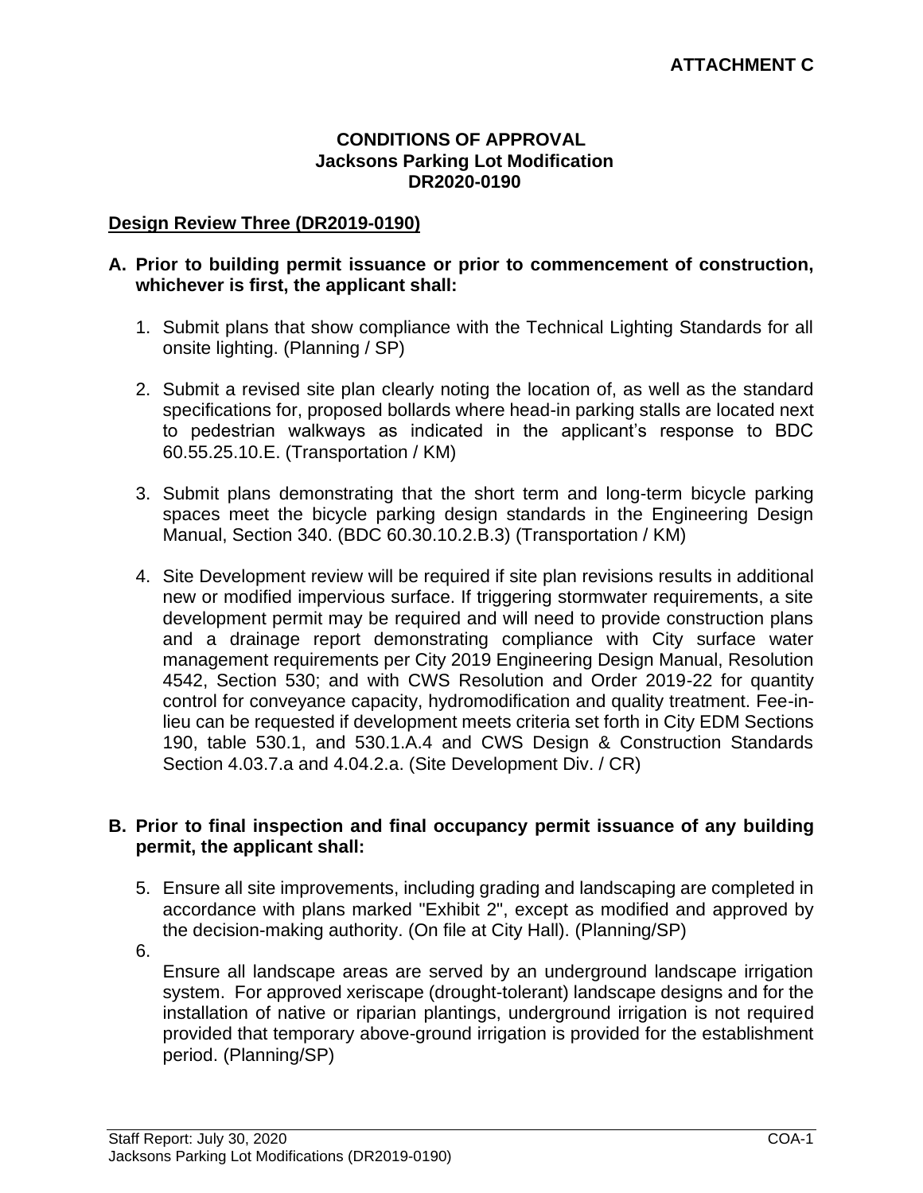**ATTACHMENT C**

**CONDITIONS OF APPROVAL**
**Jacksons Parking Lot Modification**
**DR2020-0190**

**Design Review Three (DR2019-0190)**

**A. Prior to building permit issuance or prior to commencement of construction, whichever is first, the applicant shall:**

1. Submit plans that show compliance with the Technical Lighting Standards for all onsite lighting. (Planning / SP)

2. Submit a revised site plan clearly noting the location of, as well as the standard specifications for, proposed bollards where head-in parking stalls are located next to pedestrian walkways as indicated in the applicant's response to BDC 60.55.25.10.E. (Transportation / KM)

3. Submit plans demonstrating that the short term and long-term bicycle parking spaces meet the bicycle parking design standards in the Engineering Design Manual, Section 340. (BDC 60.30.10.2.B.3) (Transportation / KM)

4. Site Development review will be required if site plan revisions results in additional new or modified impervious surface. If triggering stormwater requirements, a site development permit may be required and will need to provide construction plans and a drainage report demonstrating compliance with City surface water management requirements per City 2019 Engineering Design Manual, Resolution 4542, Section 530; and with CWS Resolution and Order 2019-22 for quantity control for conveyance capacity, hydromodification and quality treatment. Fee-in-lieu can be requested if development meets criteria set forth in City EDM Sections 190, table 530.1, and 530.1.A.4 and CWS Design & Construction Standards Section 4.03.7.a and 4.04.2.a. (Site Development Div. / CR)

**B. Prior to final inspection and final occupancy permit issuance of any building permit, the applicant shall:**

5. Ensure all site improvements, including grading and landscaping are completed in accordance with plans marked "Exhibit 2", except as modified and approved by the decision-making authority. (On file at City Hall). (Planning/SP)

6. Ensure all landscape areas are served by an underground landscape irrigation system. For approved xeriscape (drought-tolerant) landscape designs and for the installation of native or riparian plantings, underground irrigation is not required provided that temporary above-ground irrigation is provided for the establishment period. (Planning/SP)